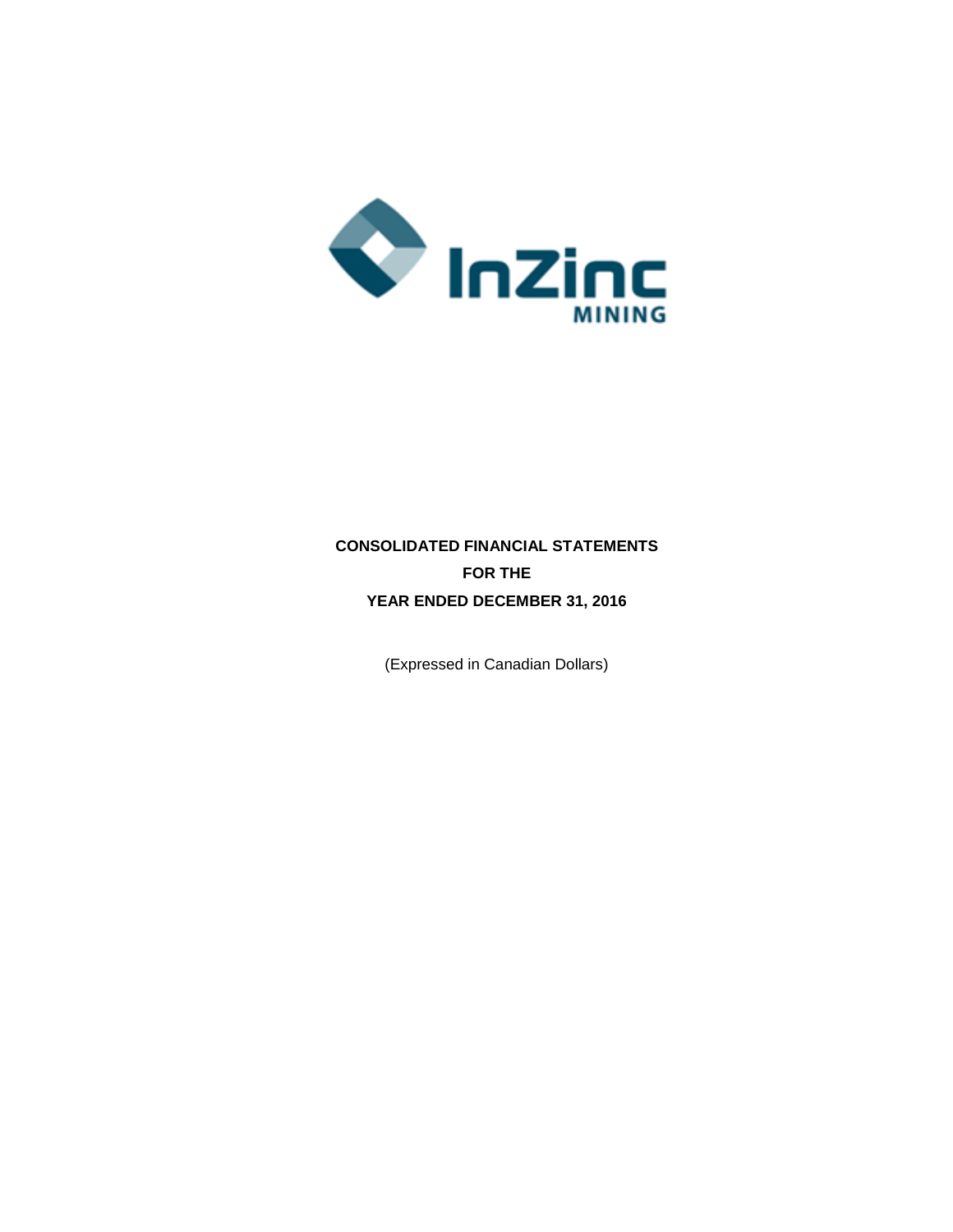InZinc
MINING

**CONSOLIDATED FINANCIAL STATEMENTS**

**FOR THE**

**YEAR ENDED DECEMBER 31, 2016**

(Expressed in Canadian Dollars)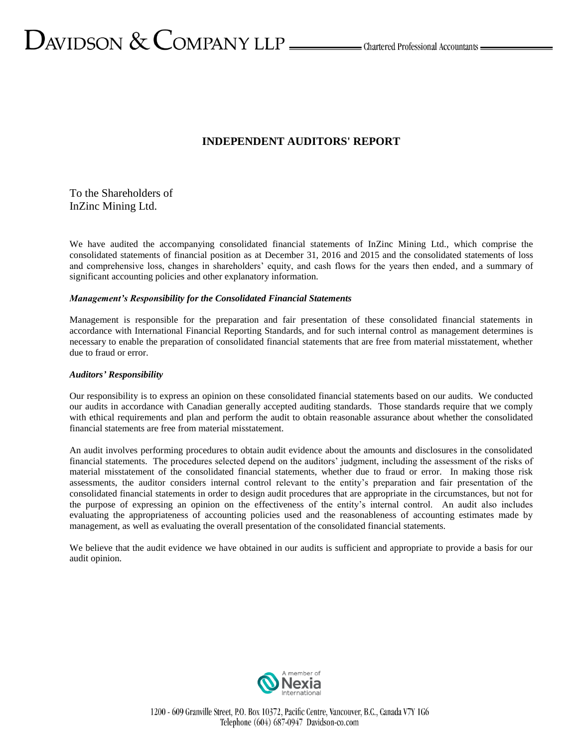# INDEPENDENT AUDITORS' REPORT

To the Shareholders of
InZinc Mining Ltd.

We have audited the accompanying consolidated financial statements of InZinc Mining Ltd., which comprise the consolidated statements of financial position as at December 31, 2016 and 2015 and the consolidated statements of loss and comprehensive loss, changes in shareholders' equity, and cash flows for the years then ended, and a summary of significant accounting policies and other explanatory information.

***Management's Responsibility for the Consolidated Financial Statements***

Management is responsible for the preparation and fair presentation of these consolidated financial statements in accordance with International Financial Reporting Standards, and for such internal control as management determines is necessary to enable the preparation of consolidated financial statements that are free from material misstatement, whether due to fraud or error.

***Auditors' Responsibility***

Our responsibility is to express an opinion on these consolidated financial statements based on our audits. We conducted our audits in accordance with Canadian generally accepted auditing standards. Those standards require that we comply with ethical requirements and plan and perform the audit to obtain reasonable assurance about whether the consolidated financial statements are free from material misstatement.

An audit involves performing procedures to obtain audit evidence about the amounts and disclosures in the consolidated financial statements. The procedures selected depend on the auditors' judgment, including the assessment of the risks of material misstatement of the consolidated financial statements, whether due to fraud or error. In making those risk assessments, the auditor considers internal control relevant to the entity's preparation and fair presentation of the consolidated financial statements in order to design audit procedures that are appropriate in the circumstances, but not for the purpose of expressing an opinion on the effectiveness of the entity's internal control. An audit also includes evaluating the appropriateness of accounting policies used and the reasonableness of accounting estimates made by management, as well as evaluating the overall presentation of the consolidated financial statements.

We believe that the audit evidence we have obtained in our audits is sufficient and appropriate to provide a basis for our audit opinion.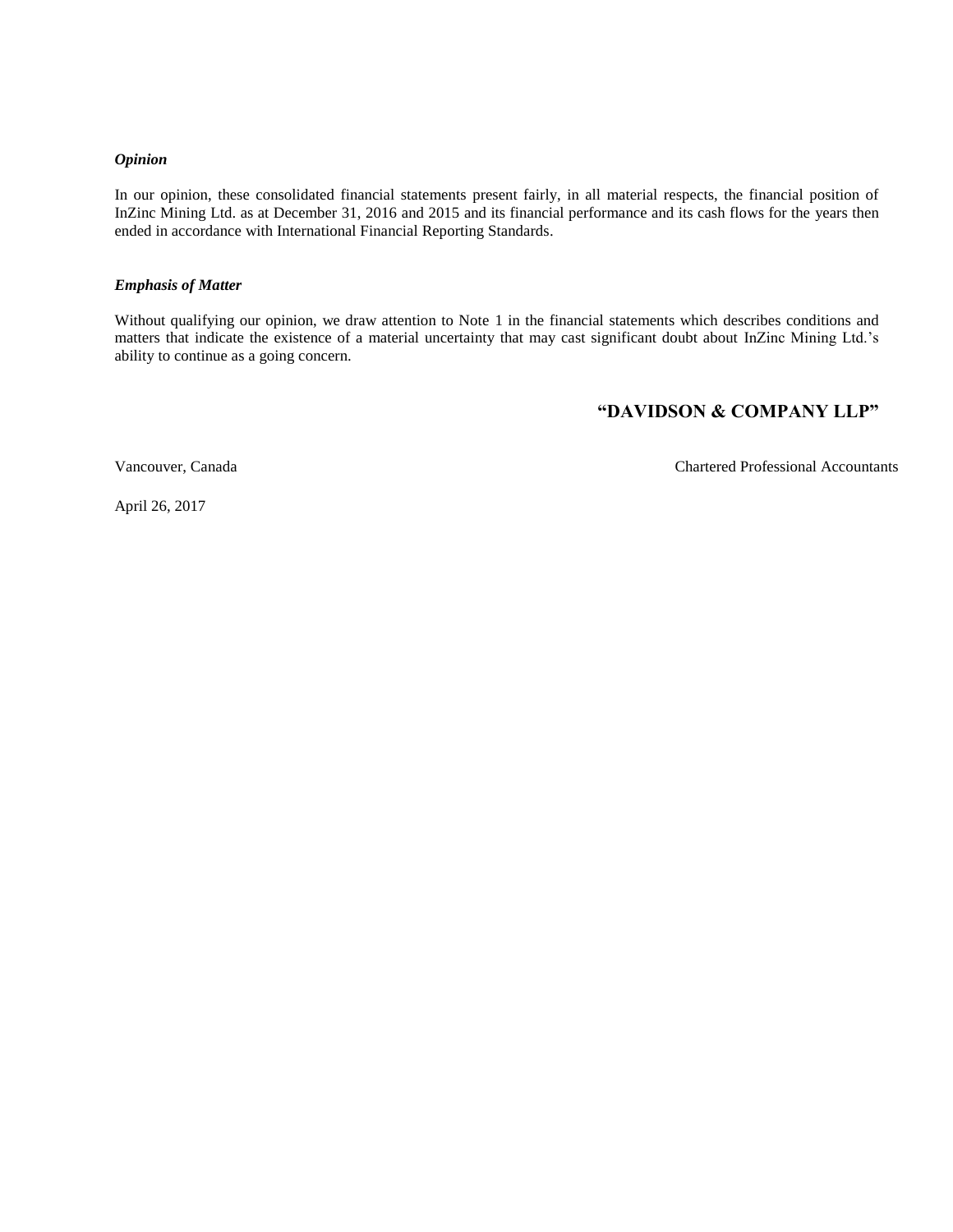***Opinion***

In our opinion, these consolidated financial statements present fairly, in all material respects, the financial position of InZinc Mining Ltd. as at December 31, 2016 and 2015 and its financial performance and its cash flows for the years then ended in accordance with International Financial Reporting Standards.

***Emphasis of Matter***

Without qualifying our opinion, we draw attention to Note 1 in the financial statements which describes conditions and matters that indicate the existence of a material uncertainty that may cast significant doubt about InZinc Mining Ltd.'s ability to continue as a going concern.

**"DAVIDSON & COMPANY LLP"**

Vancouver, Canada

Chartered Professional Accountants

April 26, 2017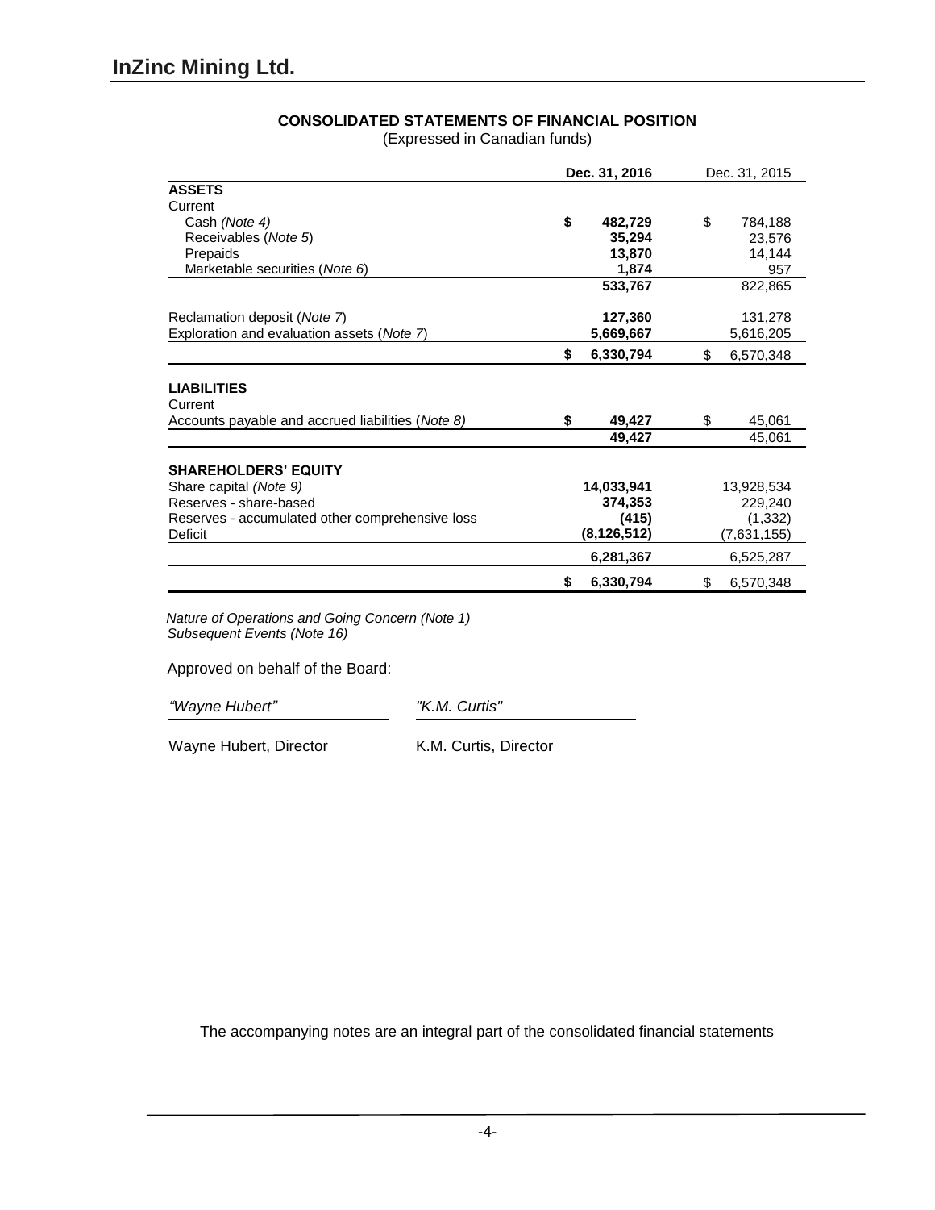# InZinc Mining Ltd.

## CONSOLIDATED STATEMENTS OF FINANCIAL POSITION

(Expressed in Canadian funds)

| | Dec. 31, 2016 | Dec. 31, 2015 |
|---|---|---|
| **ASSETS** | | |
| Current | | |
| Cash *(Note 4)* | **$ 482,729** | $ 784,188 |
| Receivables (*Note 5*) | **35,294** | 23,576 |
| Prepaids | **13,870** | 14,144 |
| Marketable securities (*Note 6*) | **1,874** | 957 |
| | **533,767** | 822,865 |
| Reclamation deposit (*Note 7*) | **127,360** | 131,278 |
| Exploration and evaluation assets (*Note 7*) | **5,669,667** | 5,616,205 |
| | **$ 6,330,794** | $ 6,570,348 |
| **LIABILITIES** | | |
| Current | | |
| Accounts payable and accrued liabilities (*Note 8)* | **$ 49,427** | $ 45,061 |
| | **49,427** | 45,061 |
| **SHAREHOLDERS' EQUITY** | | |
| Share capital *(Note 9)* | **14,033,941** | 13,928,534 |
| Reserves - share-based | **374,353** | 229,240 |
| Reserves - accumulated other comprehensive loss | **(415)** | (1,332) |
| Deficit | **(8,126,512)** | (7,631,155) |
| | **6,281,367** | 6,525,287 |
| | **$ 6,330,794** | $ 6,570,348 |

*Nature of Operations and Going Concern (Note 1)*
*Subsequent Events (Note 16)*

Approved on behalf of the Board:

| *"Wayne Hubert"* | *"K.M. Curtis"* |
|---|---|
| Wayne Hubert, Director | K.M. Curtis, Director |

The accompanying notes are an integral part of the consolidated financial statements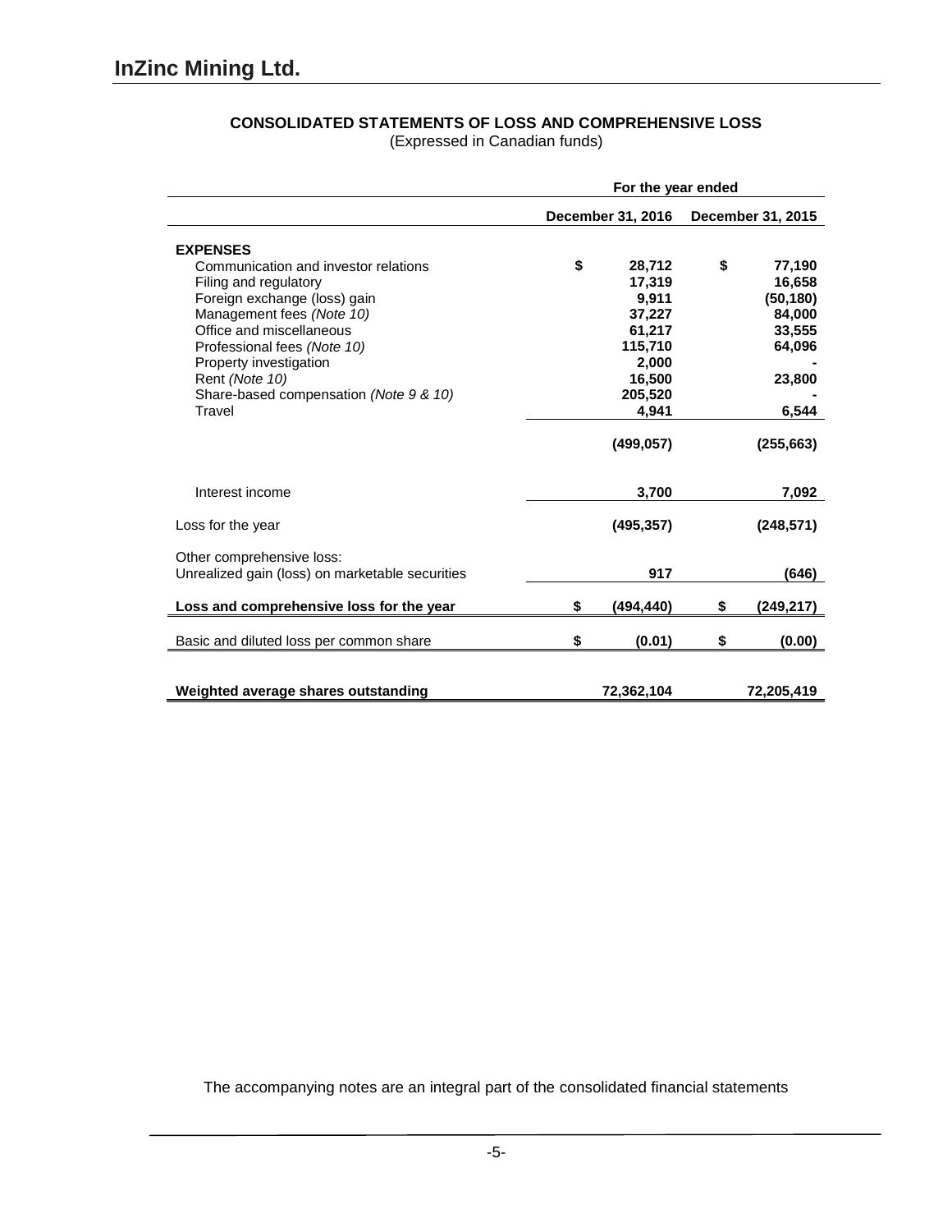# InZinc Mining Ltd.

**CONSOLIDATED STATEMENTS OF LOSS AND COMPREHENSIVE LOSS**
(Expressed in Canadian funds)

| | For the year ended | |
|---|---|---|
| | **December 31, 2016** | **December 31, 2015** |
| **EXPENSES** | | |
| Communication and investor relations | $ 28,712 | $ 77,190 |
| Filing and regulatory | 17,319 | 16,658 |
| Foreign exchange (loss) gain | 9,911 | (50,180) |
| Management fees *(Note 10)* | 37,227 | 84,000 |
| Office and miscellaneous | 61,217 | 33,555 |
| Professional fees *(Note 10)* | 115,710 | 64,096 |
| Property investigation | 2,000 | - |
| Rent *(Note 10)* | 16,500 | 23,800 |
| Share-based compensation *(Note 9 & 10)* | 205,520 | - |
| Travel | 4,941 | 6,544 |
| | (499,057) | (255,663) |
| Interest income | 3,700 | 7,092 |
| Loss for the year | (495,357) | (248,571) |
| Other comprehensive loss: | | |
| Unrealized gain (loss) on marketable securities | 917 | (646) |
| **Loss and comprehensive loss for the year** | $ (494,440) | $ (249,217) |
| Basic and diluted loss per common share | $ (0.01) | $ (0.00) |
| **Weighted average shares outstanding** | 72,362,104 | 72,205,419 |

The accompanying notes are an integral part of the consolidated financial statements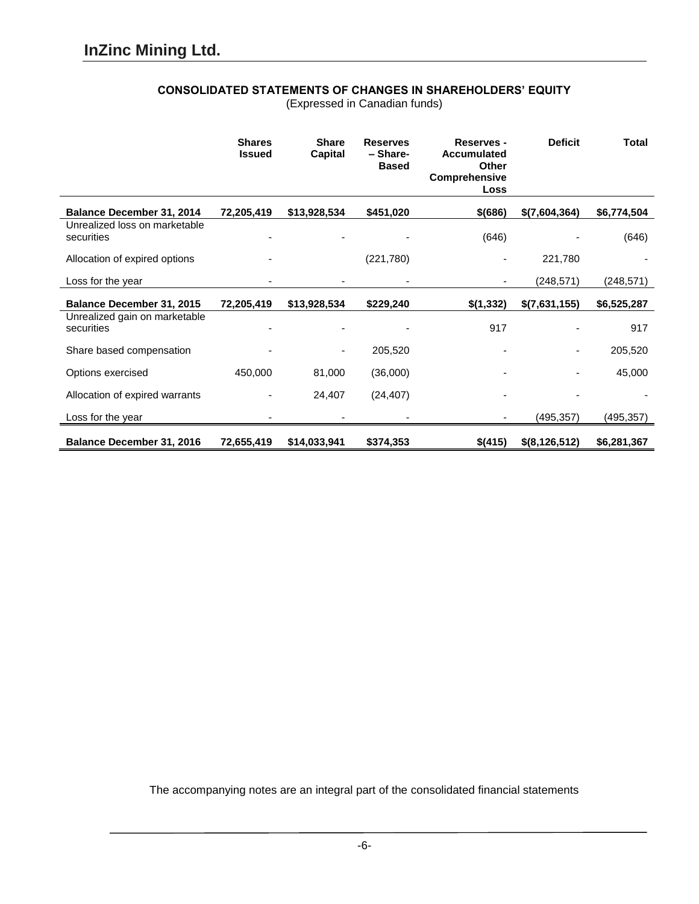# InZinc Mining Ltd.

## CONSOLIDATED STATEMENTS OF CHANGES IN SHAREHOLDERS' EQUITY

(Expressed in Canadian funds)

| | Shares Issued | Share Capital | Reserves – Share-Based | Reserves - Accumulated Other Comprehensive Loss | Deficit | Total |
|---|---|---|---|---|---|---|
| **Balance December 31, 2014** | **72,205,419** | **$13,928,534** | **$451,020** | **$(686)** | **$(7,604,364)** | **$6,774,504** |
| Unrealized loss on marketable securities | - | - | - | (646) | - | (646) |
| Allocation of expired options | - | | (221,780) | - | 221,780 | - |
| Loss for the year | - | - | - | - | (248,571) | (248,571) |
| **Balance December 31, 2015** | **72,205,419** | **$13,928,534** | **$229,240** | **$(1,332)** | **$(7,631,155)** | **$6,525,287** |
| Unrealized gain on marketable securities | - | - | - | 917 | - | 917 |
| Share based compensation | - | - | 205,520 | - | - | 205,520 |
| Options exercised | 450,000 | 81,000 | (36,000) | - | - | 45,000 |
| Allocation of expired warrants | - | 24,407 | (24,407) | - | - | - |
| Loss for the year | - | - | - | - | (495,357) | (495,357) |
| **Balance December 31, 2016** | **72,655,419** | **$14,033,941** | **$374,353** | **$(415)** | **$(8,126,512)** | **$6,281,367** |

The accompanying notes are an integral part of the consolidated financial statements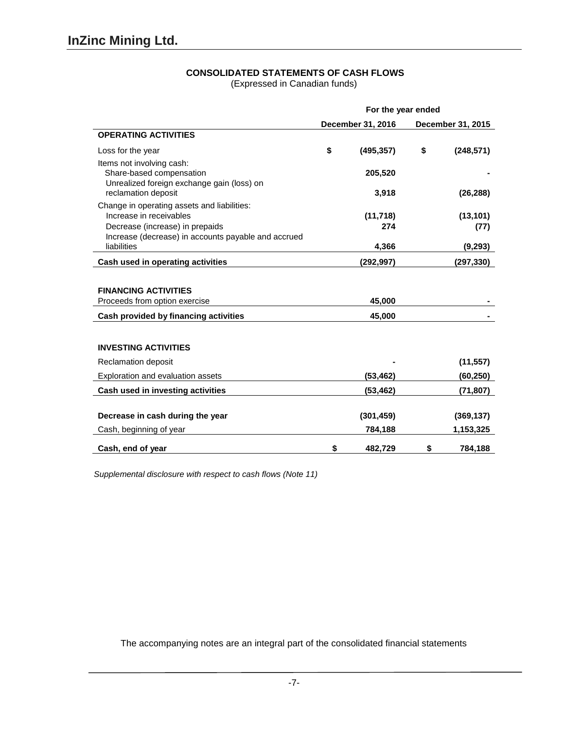# InZinc Mining Ltd.

## CONSOLIDATED STATEMENTS OF CASH FLOWS

(Expressed in Canadian funds)

| | For the year ended | |
|---|---|---|
| | December 31, 2016 | December 31, 2015 |
| **OPERATING ACTIVITIES** | | |
| Loss for the year | $ (495,357) | $ (248,571) |
| Items not involving cash: | | |
| Share-based compensation | 205,520 | - |
| Unrealized foreign exchange gain (loss) on reclamation deposit | 3,918 | (26,288) |
| Change in operating assets and liabilities: | | |
| Increase in receivables | (11,718) | (13,101) |
| Decrease (increase) in prepaids | 274 | (77) |
| Increase (decrease) in accounts payable and accrued liabilities | 4,366 | (9,293) |
| **Cash used in operating activities** | (292,997) | (297,330) |
| **FINANCING ACTIVITIES** | | |
| Proceeds from option exercise | 45,000 | - |
| **Cash provided by financing activities** | 45,000 | - |
| **INVESTING ACTIVITIES** | | |
| Reclamation deposit | - | (11,557) |
| Exploration and evaluation assets | (53,462) | (60,250) |
| **Cash used in investing activities** | (53,462) | (71,807) |
| **Decrease in cash during the year** | (301,459) | (369,137) |
| Cash, beginning of year | 784,188 | 1,153,325 |
| **Cash, end of year** | $ 482,729 | $ 784,188 |

*Supplemental disclosure with respect to cash flows (Note 11)*

The accompanying notes are an integral part of the consolidated financial statements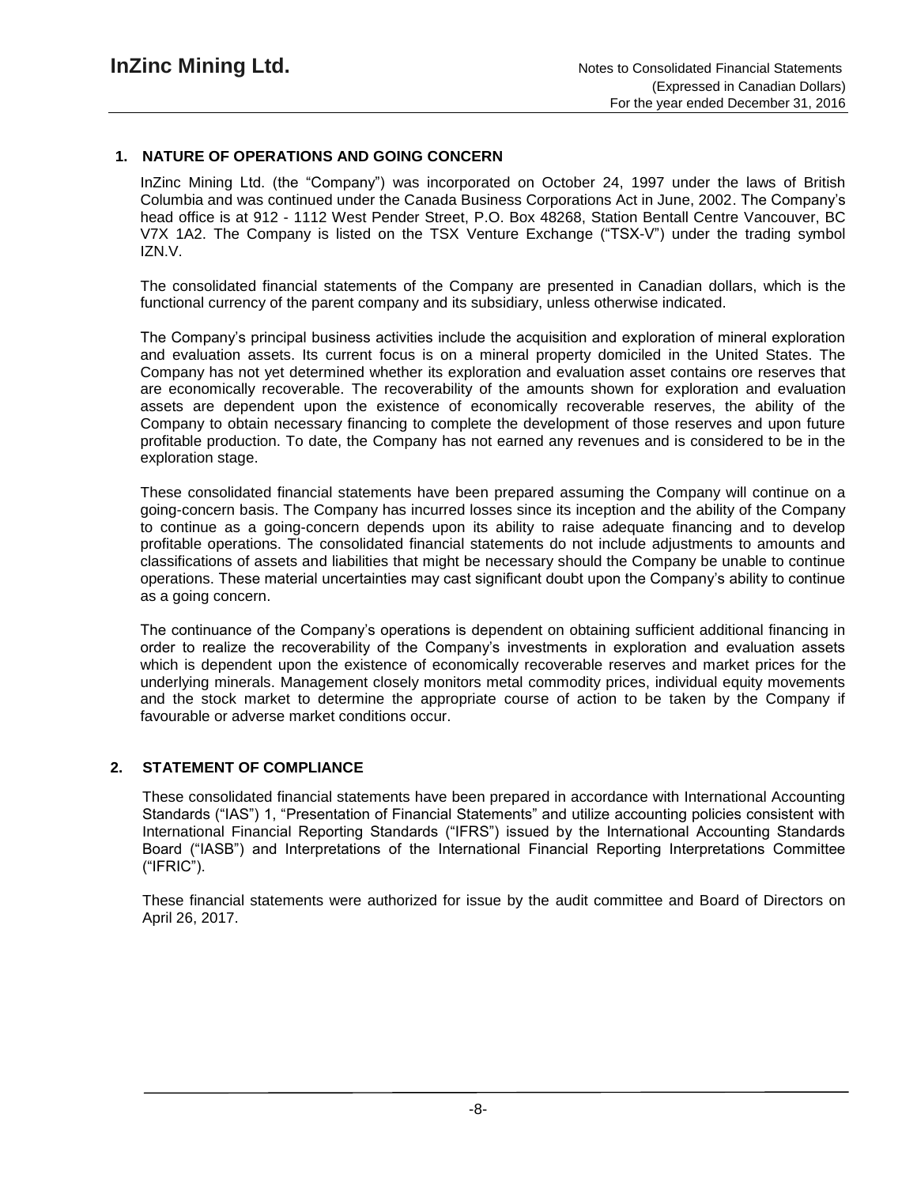## 1. NATURE OF OPERATIONS AND GOING CONCERN

InZinc Mining Ltd. (the "Company") was incorporated on October 24, 1997 under the laws of British Columbia and was continued under the Canada Business Corporations Act in June, 2002. The Company's head office is at 912 - 1112 West Pender Street, P.O. Box 48268, Station Bentall Centre Vancouver, BC V7X 1A2. The Company is listed on the TSX Venture Exchange ("TSX-V") under the trading symbol IZN.V.

The consolidated financial statements of the Company are presented in Canadian dollars, which is the functional currency of the parent company and its subsidiary, unless otherwise indicated.

The Company's principal business activities include the acquisition and exploration of mineral exploration and evaluation assets. Its current focus is on a mineral property domiciled in the United States. The Company has not yet determined whether its exploration and evaluation asset contains ore reserves that are economically recoverable. The recoverability of the amounts shown for exploration and evaluation assets are dependent upon the existence of economically recoverable reserves, the ability of the Company to obtain necessary financing to complete the development of those reserves and upon future profitable production. To date, the Company has not earned any revenues and is considered to be in the exploration stage.

These consolidated financial statements have been prepared assuming the Company will continue on a going-concern basis. The Company has incurred losses since its inception and the ability of the Company to continue as a going-concern depends upon its ability to raise adequate financing and to develop profitable operations. The consolidated financial statements do not include adjustments to amounts and classifications of assets and liabilities that might be necessary should the Company be unable to continue operations. These material uncertainties may cast significant doubt upon the Company's ability to continue as a going concern.

The continuance of the Company's operations is dependent on obtaining sufficient additional financing in order to realize the recoverability of the Company's investments in exploration and evaluation assets which is dependent upon the existence of economically recoverable reserves and market prices for the underlying minerals. Management closely monitors metal commodity prices, individual equity movements and the stock market to determine the appropriate course of action to be taken by the Company if favourable or adverse market conditions occur.

## 2. STATEMENT OF COMPLIANCE

These consolidated financial statements have been prepared in accordance with International Accounting Standards ("IAS") 1, "Presentation of Financial Statements" and utilize accounting policies consistent with International Financial Reporting Standards ("IFRS") issued by the International Accounting Standards Board ("IASB") and Interpretations of the International Financial Reporting Interpretations Committee ("IFRIC").

These financial statements were authorized for issue by the audit committee and Board of Directors on April 26, 2017.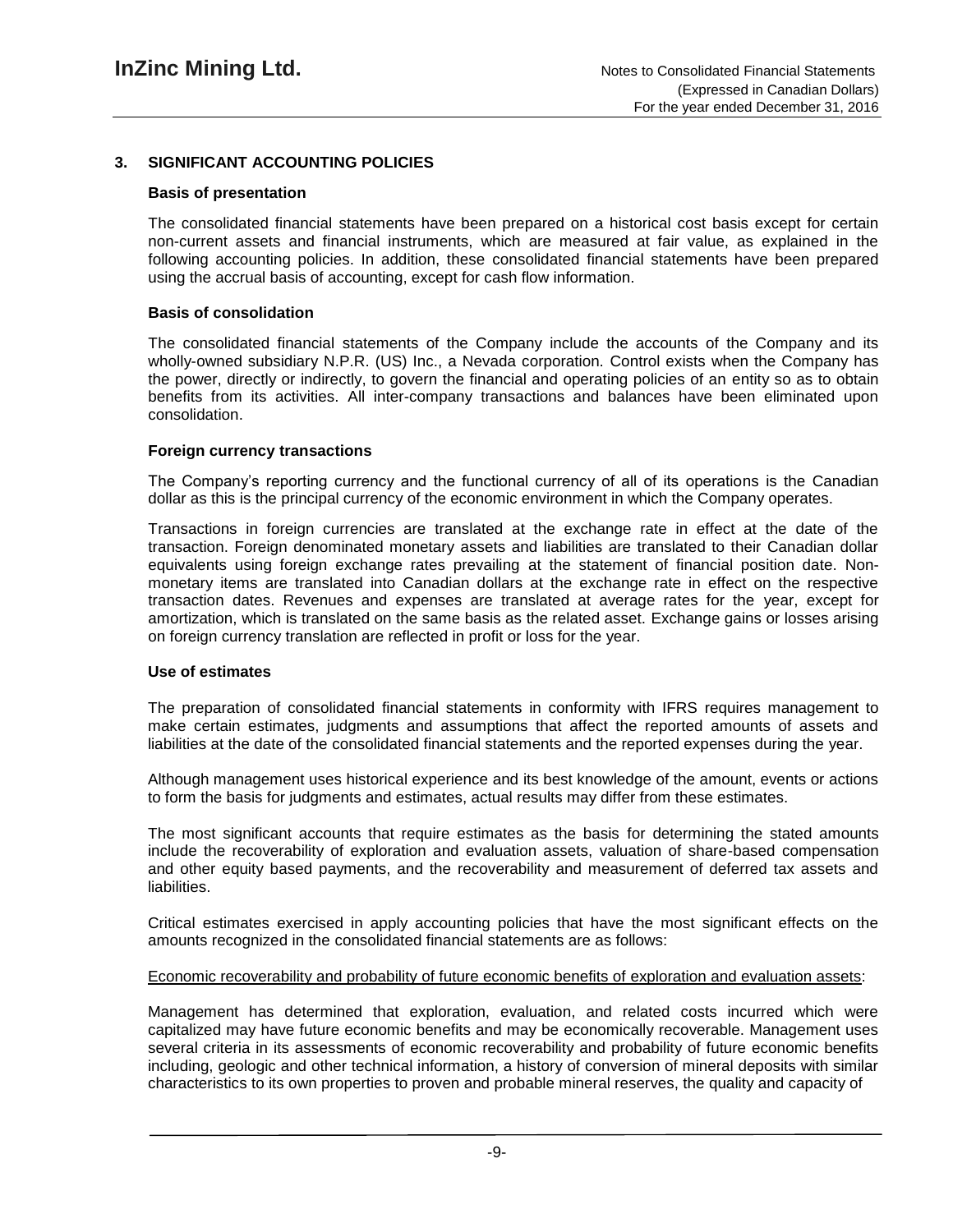## 3. SIGNIFICANT ACCOUNTING POLICIES

### Basis of presentation

The consolidated financial statements have been prepared on a historical cost basis except for certain non-current assets and financial instruments, which are measured at fair value, as explained in the following accounting policies. In addition, these consolidated financial statements have been prepared using the accrual basis of accounting, except for cash flow information.

### Basis of consolidation

The consolidated financial statements of the Company include the accounts of the Company and its wholly-owned subsidiary N.P.R. (US) Inc., a Nevada corporation. Control exists when the Company has the power, directly or indirectly, to govern the financial and operating policies of an entity so as to obtain benefits from its activities. All inter-company transactions and balances have been eliminated upon consolidation.

### Foreign currency transactions

The Company's reporting currency and the functional currency of all of its operations is the Canadian dollar as this is the principal currency of the economic environment in which the Company operates.

Transactions in foreign currencies are translated at the exchange rate in effect at the date of the transaction. Foreign denominated monetary assets and liabilities are translated to their Canadian dollar equivalents using foreign exchange rates prevailing at the statement of financial position date. Non-monetary items are translated into Canadian dollars at the exchange rate in effect on the respective transaction dates. Revenues and expenses are translated at average rates for the year, except for amortization, which is translated on the same basis as the related asset. Exchange gains or losses arising on foreign currency translation are reflected in profit or loss for the year.

### Use of estimates

The preparation of consolidated financial statements in conformity with IFRS requires management to make certain estimates, judgments and assumptions that affect the reported amounts of assets and liabilities at the date of the consolidated financial statements and the reported expenses during the year.

Although management uses historical experience and its best knowledge of the amount, events or actions to form the basis for judgments and estimates, actual results may differ from these estimates.

The most significant accounts that require estimates as the basis for determining the stated amounts include the recoverability of exploration and evaluation assets, valuation of share-based compensation and other equity based payments, and the recoverability and measurement of deferred tax assets and liabilities.

Critical estimates exercised in apply accounting policies that have the most significant effects on the amounts recognized in the consolidated financial statements are as follows:

Economic recoverability and probability of future economic benefits of exploration and evaluation assets:

Management has determined that exploration, evaluation, and related costs incurred which were capitalized may have future economic benefits and may be economically recoverable. Management uses several criteria in its assessments of economic recoverability and probability of future economic benefits including, geologic and other technical information, a history of conversion of mineral deposits with similar characteristics to its own properties to proven and probable mineral reserves, the quality and capacity of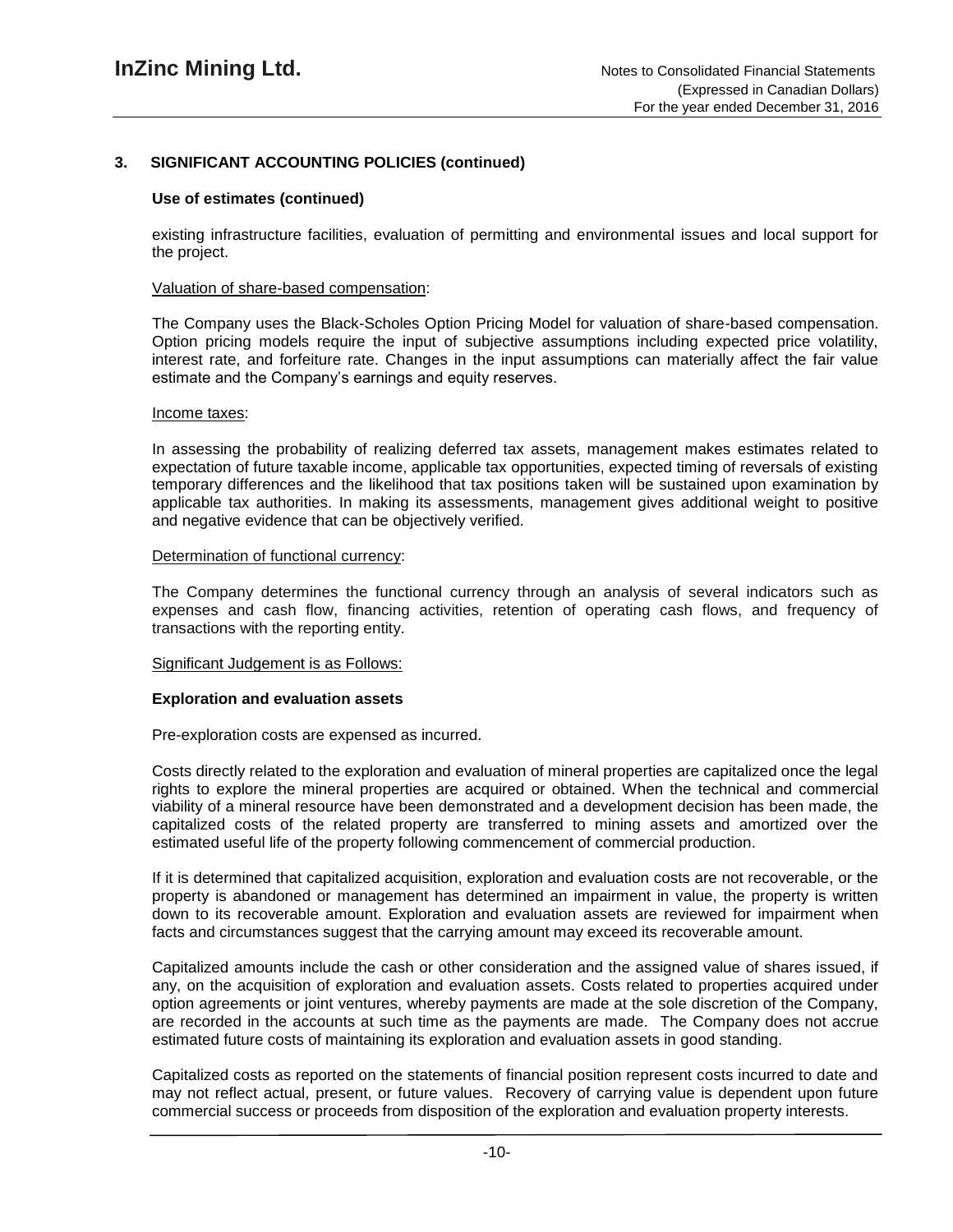## 3. SIGNIFICANT ACCOUNTING POLICIES (continued)

### Use of estimates (continued)

existing infrastructure facilities, evaluation of permitting and environmental issues and local support for the project.

Valuation of share-based compensation:

The Company uses the Black-Scholes Option Pricing Model for valuation of share-based compensation. Option pricing models require the input of subjective assumptions including expected price volatility, interest rate, and forfeiture rate. Changes in the input assumptions can materially affect the fair value estimate and the Company's earnings and equity reserves.

Income taxes:

In assessing the probability of realizing deferred tax assets, management makes estimates related to expectation of future taxable income, applicable tax opportunities, expected timing of reversals of existing temporary differences and the likelihood that tax positions taken will be sustained upon examination by applicable tax authorities. In making its assessments, management gives additional weight to positive and negative evidence that can be objectively verified.

Determination of functional currency:

The Company determines the functional currency through an analysis of several indicators such as expenses and cash flow, financing activities, retention of operating cash flows, and frequency of transactions with the reporting entity.

Significant Judgement is as Follows:

### Exploration and evaluation assets

Pre-exploration costs are expensed as incurred.

Costs directly related to the exploration and evaluation of mineral properties are capitalized once the legal rights to explore the mineral properties are acquired or obtained. When the technical and commercial viability of a mineral resource have been demonstrated and a development decision has been made, the capitalized costs of the related property are transferred to mining assets and amortized over the estimated useful life of the property following commencement of commercial production.

If it is determined that capitalized acquisition, exploration and evaluation costs are not recoverable, or the property is abandoned or management has determined an impairment in value, the property is written down to its recoverable amount. Exploration and evaluation assets are reviewed for impairment when facts and circumstances suggest that the carrying amount may exceed its recoverable amount.

Capitalized amounts include the cash or other consideration and the assigned value of shares issued, if any, on the acquisition of exploration and evaluation assets. Costs related to properties acquired under option agreements or joint ventures, whereby payments are made at the sole discretion of the Company, are recorded in the accounts at such time as the payments are made. The Company does not accrue estimated future costs of maintaining its exploration and evaluation assets in good standing.

Capitalized costs as reported on the statements of financial position represent costs incurred to date and may not reflect actual, present, or future values. Recovery of carrying value is dependent upon future commercial success or proceeds from disposition of the exploration and evaluation property interests.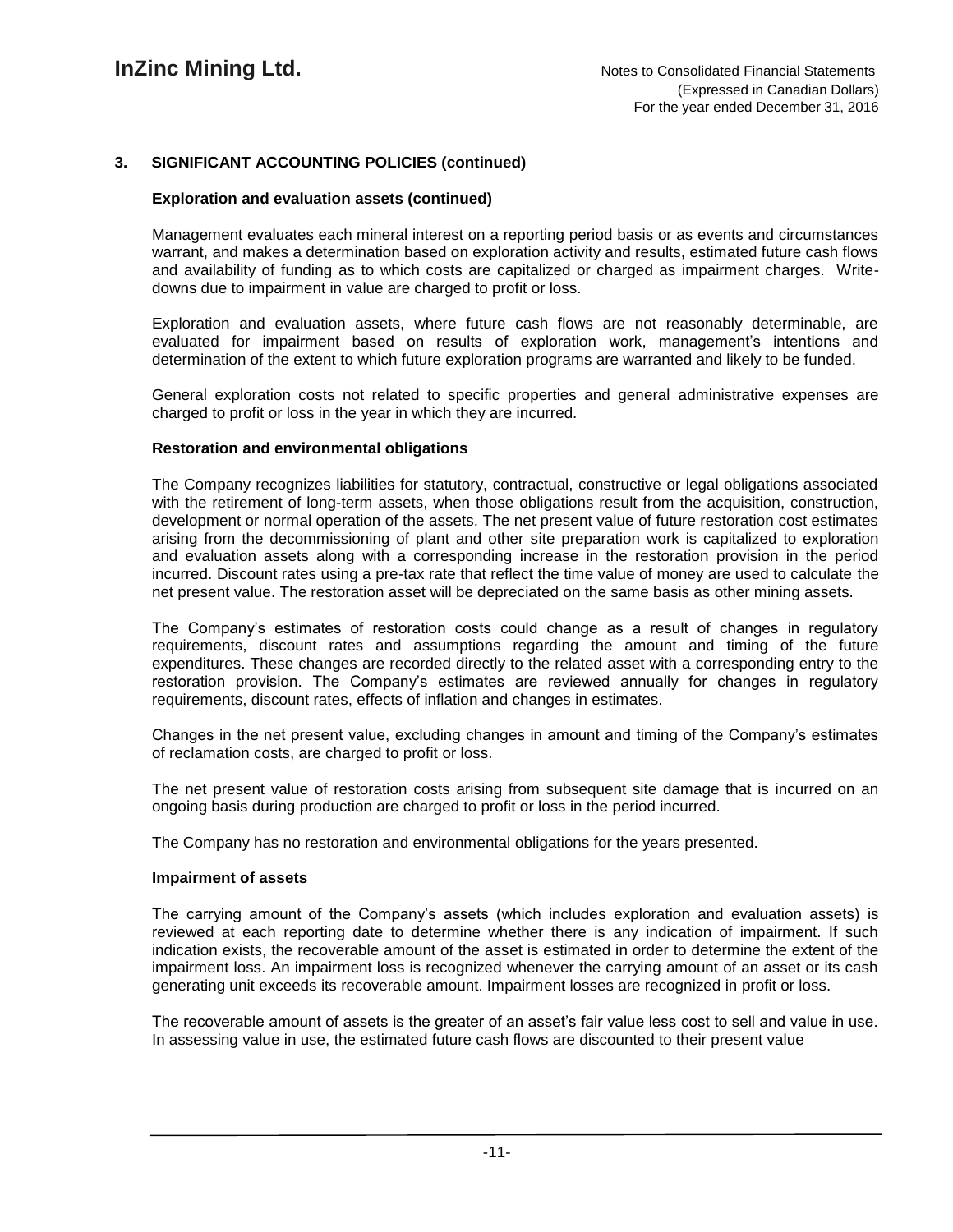## 3. SIGNIFICANT ACCOUNTING POLICIES (continued)

### Exploration and evaluation assets (continued)

Management evaluates each mineral interest on a reporting period basis or as events and circumstances warrant, and makes a determination based on exploration activity and results, estimated future cash flows and availability of funding as to which costs are capitalized or charged as impairment charges. Write-downs due to impairment in value are charged to profit or loss.

Exploration and evaluation assets, where future cash flows are not reasonably determinable, are evaluated for impairment based on results of exploration work, management's intentions and determination of the extent to which future exploration programs are warranted and likely to be funded.

General exploration costs not related to specific properties and general administrative expenses are charged to profit or loss in the year in which they are incurred.

### Restoration and environmental obligations

The Company recognizes liabilities for statutory, contractual, constructive or legal obligations associated with the retirement of long-term assets, when those obligations result from the acquisition, construction, development or normal operation of the assets. The net present value of future restoration cost estimates arising from the decommissioning of plant and other site preparation work is capitalized to exploration and evaluation assets along with a corresponding increase in the restoration provision in the period incurred. Discount rates using a pre-tax rate that reflect the time value of money are used to calculate the net present value. The restoration asset will be depreciated on the same basis as other mining assets.

The Company's estimates of restoration costs could change as a result of changes in regulatory requirements, discount rates and assumptions regarding the amount and timing of the future expenditures. These changes are recorded directly to the related asset with a corresponding entry to the restoration provision. The Company's estimates are reviewed annually for changes in regulatory requirements, discount rates, effects of inflation and changes in estimates.

Changes in the net present value, excluding changes in amount and timing of the Company's estimates of reclamation costs, are charged to profit or loss.

The net present value of restoration costs arising from subsequent site damage that is incurred on an ongoing basis during production are charged to profit or loss in the period incurred.

The Company has no restoration and environmental obligations for the years presented.

### Impairment of assets

The carrying amount of the Company's assets (which includes exploration and evaluation assets) is reviewed at each reporting date to determine whether there is any indication of impairment. If such indication exists, the recoverable amount of the asset is estimated in order to determine the extent of the impairment loss. An impairment loss is recognized whenever the carrying amount of an asset or its cash generating unit exceeds its recoverable amount. Impairment losses are recognized in profit or loss.

The recoverable amount of assets is the greater of an asset's fair value less cost to sell and value in use. In assessing value in use, the estimated future cash flows are discounted to their present value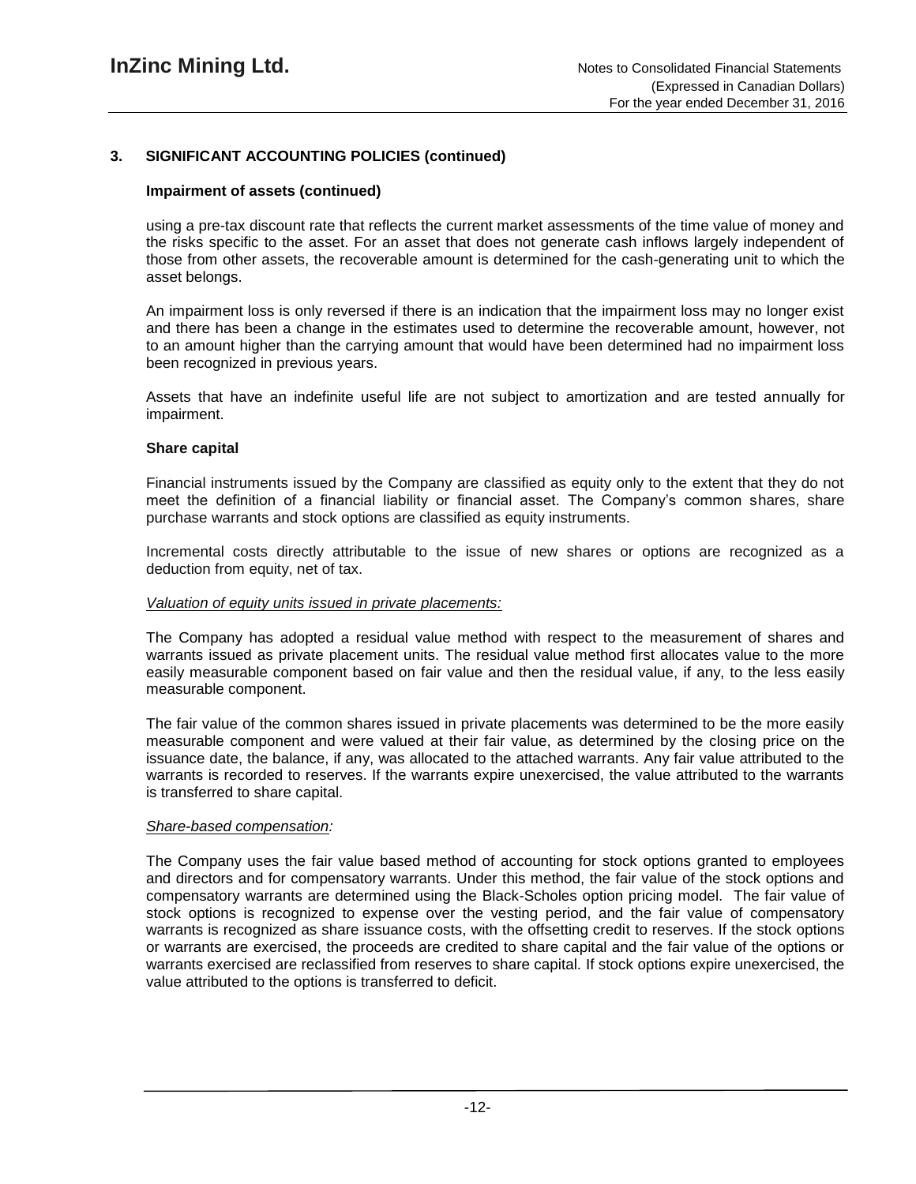## 3. SIGNIFICANT ACCOUNTING POLICIES (continued)

### Impairment of assets (continued)

using a pre-tax discount rate that reflects the current market assessments of the time value of money and the risks specific to the asset. For an asset that does not generate cash inflows largely independent of those from other assets, the recoverable amount is determined for the cash-generating unit to which the asset belongs.

An impairment loss is only reversed if there is an indication that the impairment loss may no longer exist and there has been a change in the estimates used to determine the recoverable amount, however, not to an amount higher than the carrying amount that would have been determined had no impairment loss been recognized in previous years.

Assets that have an indefinite useful life are not subject to amortization and are tested annually for impairment.

### Share capital

Financial instruments issued by the Company are classified as equity only to the extent that they do not meet the definition of a financial liability or financial asset. The Company's common shares, share purchase warrants and stock options are classified as equity instruments.

Incremental costs directly attributable to the issue of new shares or options are recognized as a deduction from equity, net of tax.

*Valuation of equity units issued in private placements:*

The Company has adopted a residual value method with respect to the measurement of shares and warrants issued as private placement units. The residual value method first allocates value to the more easily measurable component based on fair value and then the residual value, if any, to the less easily measurable component.

The fair value of the common shares issued in private placements was determined to be the more easily measurable component and were valued at their fair value, as determined by the closing price on the issuance date, the balance, if any, was allocated to the attached warrants. Any fair value attributed to the warrants is recorded to reserves. If the warrants expire unexercised, the value attributed to the warrants is transferred to share capital.

*Share-based compensation:*

The Company uses the fair value based method of accounting for stock options granted to employees and directors and for compensatory warrants. Under this method, the fair value of the stock options and compensatory warrants are determined using the Black-Scholes option pricing model. The fair value of stock options is recognized to expense over the vesting period, and the fair value of compensatory warrants is recognized as share issuance costs, with the offsetting credit to reserves. If the stock options or warrants are exercised, the proceeds are credited to share capital and the fair value of the options or warrants exercised are reclassified from reserves to share capital. If stock options expire unexercised, the value attributed to the options is transferred to deficit.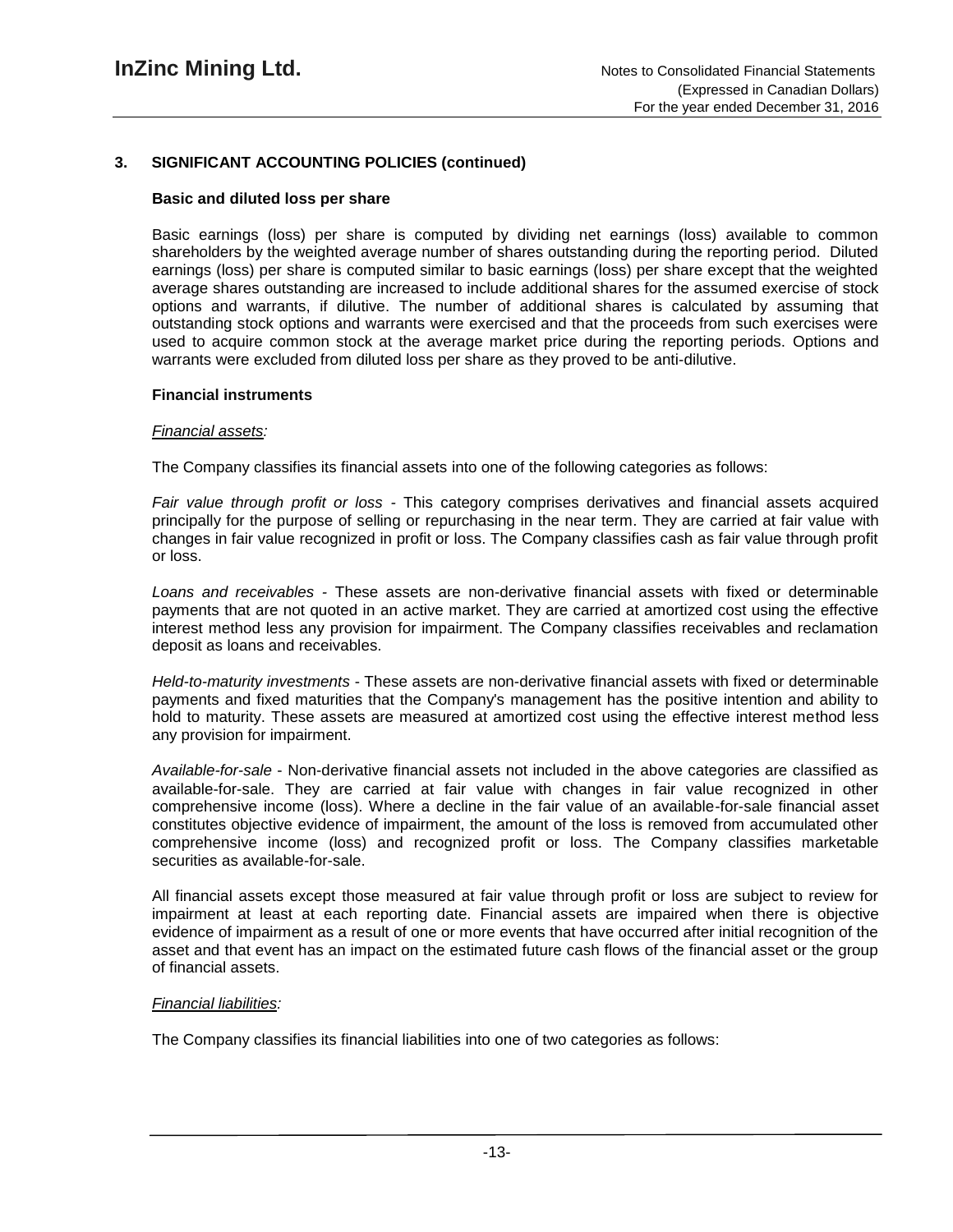## 3. SIGNIFICANT ACCOUNTING POLICIES (continued)

### Basic and diluted loss per share

Basic earnings (loss) per share is computed by dividing net earnings (loss) available to common shareholders by the weighted average number of shares outstanding during the reporting period. Diluted earnings (loss) per share is computed similar to basic earnings (loss) per share except that the weighted average shares outstanding are increased to include additional shares for the assumed exercise of stock options and warrants, if dilutive. The number of additional shares is calculated by assuming that outstanding stock options and warrants were exercised and that the proceeds from such exercises were used to acquire common stock at the average market price during the reporting periods. Options and warrants were excluded from diluted loss per share as they proved to be anti-dilutive.

### Financial instruments

*Financial assets:*

The Company classifies its financial assets into one of the following categories as follows:

*Fair value through profit or loss* - This category comprises derivatives and financial assets acquired principally for the purpose of selling or repurchasing in the near term. They are carried at fair value with changes in fair value recognized in profit or loss. The Company classifies cash as fair value through profit or loss.

*Loans and receivables* - These assets are non-derivative financial assets with fixed or determinable payments that are not quoted in an active market. They are carried at amortized cost using the effective interest method less any provision for impairment. The Company classifies receivables and reclamation deposit as loans and receivables.

*Held-to-maturity investments* - These assets are non-derivative financial assets with fixed or determinable payments and fixed maturities that the Company's management has the positive intention and ability to hold to maturity. These assets are measured at amortized cost using the effective interest method less any provision for impairment.

*Available-for-sale* - Non-derivative financial assets not included in the above categories are classified as available-for-sale. They are carried at fair value with changes in fair value recognized in other comprehensive income (loss). Where a decline in the fair value of an available-for-sale financial asset constitutes objective evidence of impairment, the amount of the loss is removed from accumulated other comprehensive income (loss) and recognized profit or loss. The Company classifies marketable securities as available-for-sale.

All financial assets except those measured at fair value through profit or loss are subject to review for impairment at least at each reporting date. Financial assets are impaired when there is objective evidence of impairment as a result of one or more events that have occurred after initial recognition of the asset and that event has an impact on the estimated future cash flows of the financial asset or the group of financial assets.

*Financial liabilities:*

The Company classifies its financial liabilities into one of two categories as follows: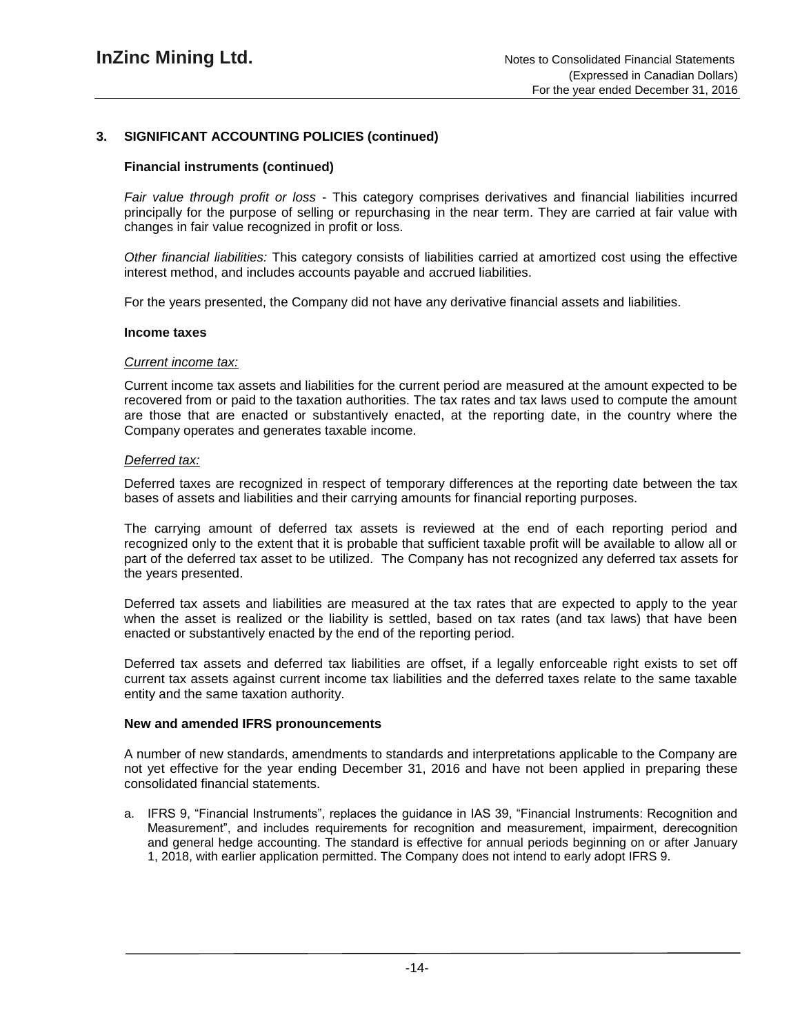## 3. SIGNIFICANT ACCOUNTING POLICIES (continued)

### Financial instruments (continued)

*Fair value through profit or loss* - This category comprises derivatives and financial liabilities incurred principally for the purpose of selling or repurchasing in the near term. They are carried at fair value with changes in fair value recognized in profit or loss.

*Other financial liabilities:* This category consists of liabilities carried at amortized cost using the effective interest method, and includes accounts payable and accrued liabilities.

For the years presented, the Company did not have any derivative financial assets and liabilities.

### Income taxes

*Current income tax:*

Current income tax assets and liabilities for the current period are measured at the amount expected to be recovered from or paid to the taxation authorities. The tax rates and tax laws used to compute the amount are those that are enacted or substantively enacted, at the reporting date, in the country where the Company operates and generates taxable income.

*Deferred tax:*

Deferred taxes are recognized in respect of temporary differences at the reporting date between the tax bases of assets and liabilities and their carrying amounts for financial reporting purposes.

The carrying amount of deferred tax assets is reviewed at the end of each reporting period and recognized only to the extent that it is probable that sufficient taxable profit will be available to allow all or part of the deferred tax asset to be utilized. The Company has not recognized any deferred tax assets for the years presented.

Deferred tax assets and liabilities are measured at the tax rates that are expected to apply to the year when the asset is realized or the liability is settled, based on tax rates (and tax laws) that have been enacted or substantively enacted by the end of the reporting period.

Deferred tax assets and deferred tax liabilities are offset, if a legally enforceable right exists to set off current tax assets against current income tax liabilities and the deferred taxes relate to the same taxable entity and the same taxation authority.

### New and amended IFRS pronouncements

A number of new standards, amendments to standards and interpretations applicable to the Company are not yet effective for the year ending December 31, 2016 and have not been applied in preparing these consolidated financial statements.

a. IFRS 9, "Financial Instruments", replaces the guidance in IAS 39, "Financial Instruments: Recognition and Measurement", and includes requirements for recognition and measurement, impairment, derecognition and general hedge accounting. The standard is effective for annual periods beginning on or after January 1, 2018, with earlier application permitted. The Company does not intend to early adopt IFRS 9.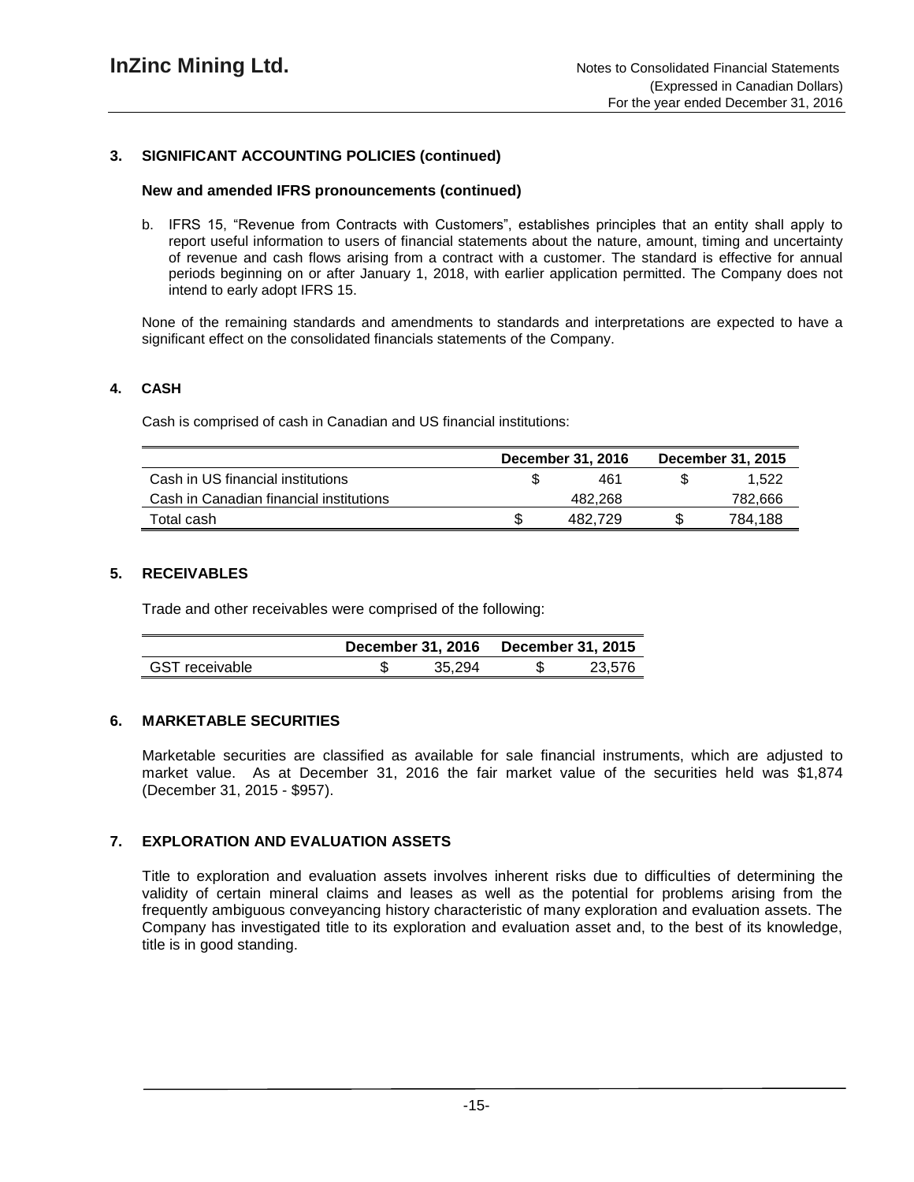## 3. SIGNIFICANT ACCOUNTING POLICIES (continued)

### New and amended IFRS pronouncements (continued)

b. IFRS 15, "Revenue from Contracts with Customers", establishes principles that an entity shall apply to report useful information to users of financial statements about the nature, amount, timing and uncertainty of revenue and cash flows arising from a contract with a customer. The standard is effective for annual periods beginning on or after January 1, 2018, with earlier application permitted. The Company does not intend to early adopt IFRS 15.

None of the remaining standards and amendments to standards and interpretations are expected to have a significant effect on the consolidated financials statements of the Company.

## 4. CASH

Cash is comprised of cash in Canadian and US financial institutions:

| | December 31, 2016 | December 31, 2015 |
|---|---|---|
| Cash in US financial institutions | $ 461 | $ 1,522 |
| Cash in Canadian financial institutions | 482,268 | 782,666 |
| Total cash | $ 482,729 | $ 784,188 |

## 5. RECEIVABLES

Trade and other receivables were comprised of the following:

| | December 31, 2016 | December 31, 2015 |
|---|---|---|
| GST receivable | $ 35,294 | $ 23,576 |

## 6. MARKETABLE SECURITIES

Marketable securities are classified as available for sale financial instruments, which are adjusted to market value. As at December 31, 2016 the fair market value of the securities held was $1,874 (December 31, 2015 - $957).

## 7. EXPLORATION AND EVALUATION ASSETS

Title to exploration and evaluation assets involves inherent risks due to difficulties of determining the validity of certain mineral claims and leases as well as the potential for problems arising from the frequently ambiguous conveyancing history characteristic of many exploration and evaluation assets. The Company has investigated title to its exploration and evaluation asset and, to the best of its knowledge, title is in good standing.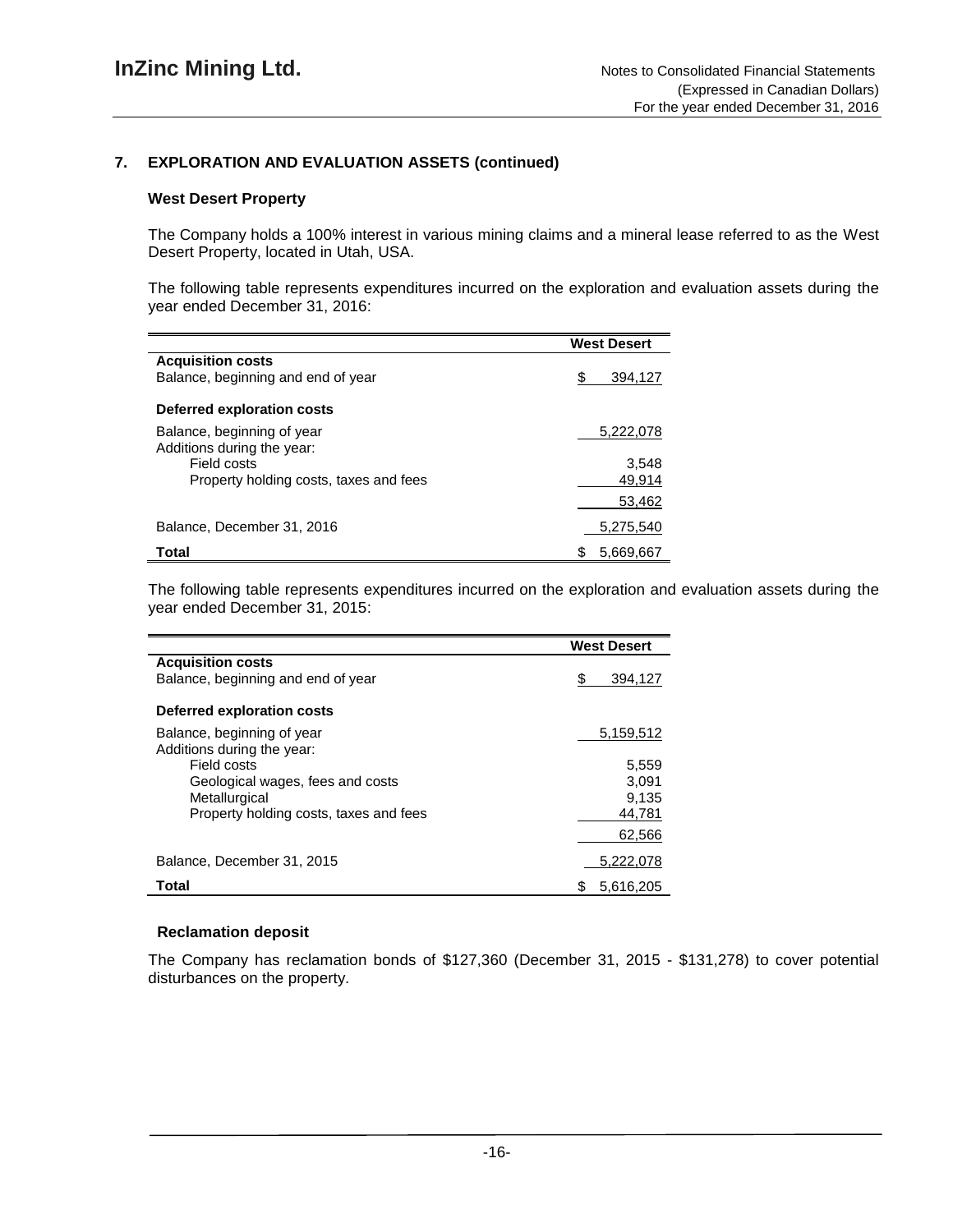## 7. EXPLORATION AND EVALUATION ASSETS (continued)

### West Desert Property

The Company holds a 100% interest in various mining claims and a mineral lease referred to as the West Desert Property, located in Utah, USA.

The following table represents expenditures incurred on the exploration and evaluation assets during the year ended December 31, 2016:

| | West Desert |
|---|---|
| **Acquisition costs** | |
| Balance, beginning and end of year | $ 394,127 |
| **Deferred exploration costs** | |
| Balance, beginning of year | 5,222,078 |
| Additions during the year: | |
| Field costs | 3,548 |
| Property holding costs, taxes and fees | 49,914 |
| | 53,462 |
| Balance, December 31, 2016 | 5,275,540 |
| **Total** | $ 5,669,667 |

The following table represents expenditures incurred on the exploration and evaluation assets during the year ended December 31, 2015:

| | West Desert |
|---|---|
| **Acquisition costs** | |
| Balance, beginning and end of year | $ 394,127 |
| **Deferred exploration costs** | |
| Balance, beginning of year | 5,159,512 |
| Additions during the year: | |
| Field costs | 5,559 |
| Geological wages, fees and costs | 3,091 |
| Metallurgical | 9,135 |
| Property holding costs, taxes and fees | 44,781 |
| | 62,566 |
| Balance, December 31, 2015 | 5,222,078 |
| **Total** | $ 5,616,205 |

### Reclamation deposit

The Company has reclamation bonds of $127,360 (December 31, 2015 - $131,278) to cover potential disturbances on the property.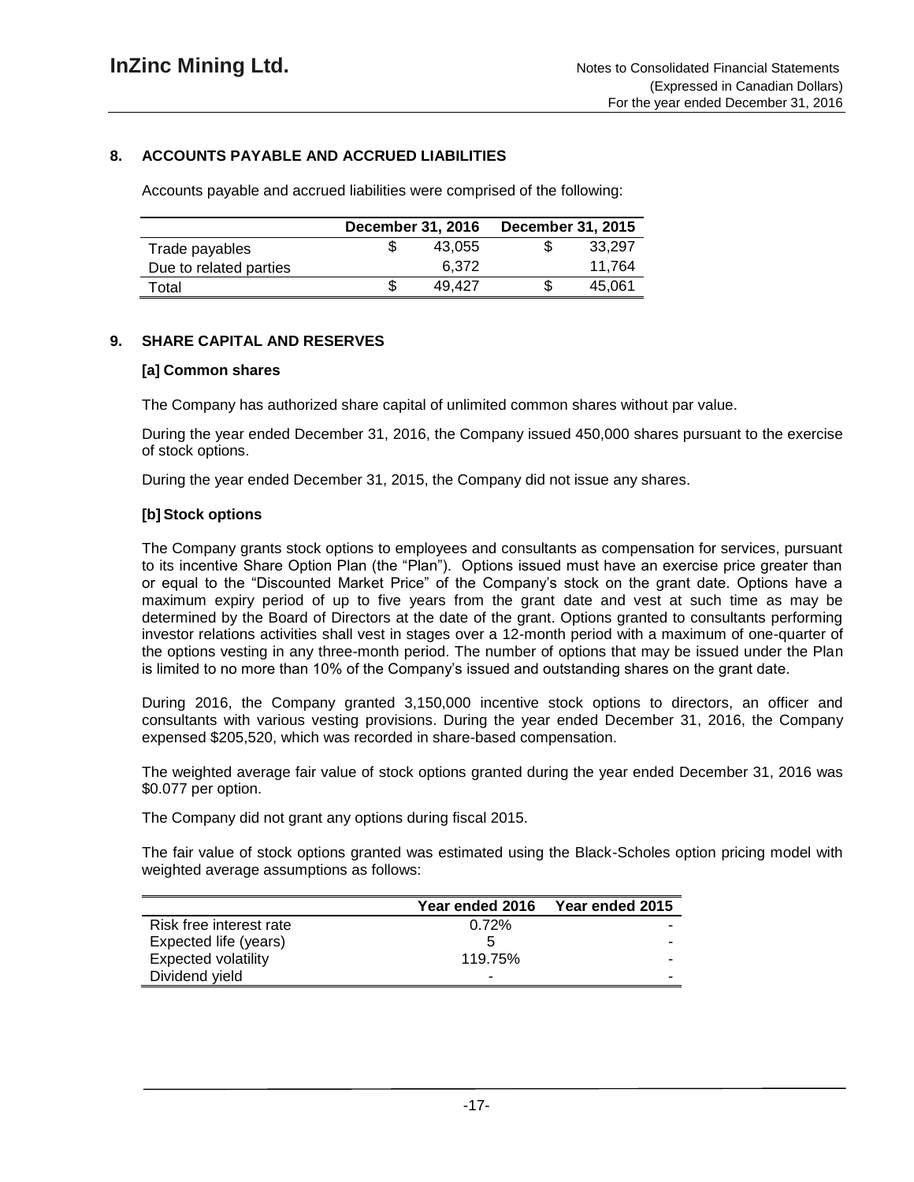## 8. ACCOUNTS PAYABLE AND ACCRUED LIABILITIES

Accounts payable and accrued liabilities were comprised of the following:

| | December 31, 2016 | December 31, 2015 |
|---|---|---|
| Trade payables | $ 43,055 | $ 33,297 |
| Due to related parties | 6,372 | 11,764 |
| Total | $ 49,427 | $ 45,061 |

## 9. SHARE CAPITAL AND RESERVES

### [a] Common shares

The Company has authorized share capital of unlimited common shares without par value.

During the year ended December 31, 2016, the Company issued 450,000 shares pursuant to the exercise of stock options.

During the year ended December 31, 2015, the Company did not issue any shares.

### [b] Stock options

The Company grants stock options to employees and consultants as compensation for services, pursuant to its incentive Share Option Plan (the "Plan"). Options issued must have an exercise price greater than or equal to the "Discounted Market Price" of the Company's stock on the grant date. Options have a maximum expiry period of up to five years from the grant date and vest at such time as may be determined by the Board of Directors at the date of the grant. Options granted to consultants performing investor relations activities shall vest in stages over a 12-month period with a maximum of one-quarter of the options vesting in any three-month period. The number of options that may be issued under the Plan is limited to no more than 10% of the Company's issued and outstanding shares on the grant date.

During 2016, the Company granted 3,150,000 incentive stock options to directors, an officer and consultants with various vesting provisions. During the year ended December 31, 2016, the Company expensed $205,520, which was recorded in share-based compensation.

The weighted average fair value of stock options granted during the year ended December 31, 2016 was $0.077 per option.

The Company did not grant any options during fiscal 2015.

The fair value of stock options granted was estimated using the Black-Scholes option pricing model with weighted average assumptions as follows:

| | Year ended 2016 | Year ended 2015 |
|---|---|---|
| Risk free interest rate | 0.72% | - |
| Expected life (years) | 5 | - |
| Expected volatility | 119.75% | - |
| Dividend yield | - | - |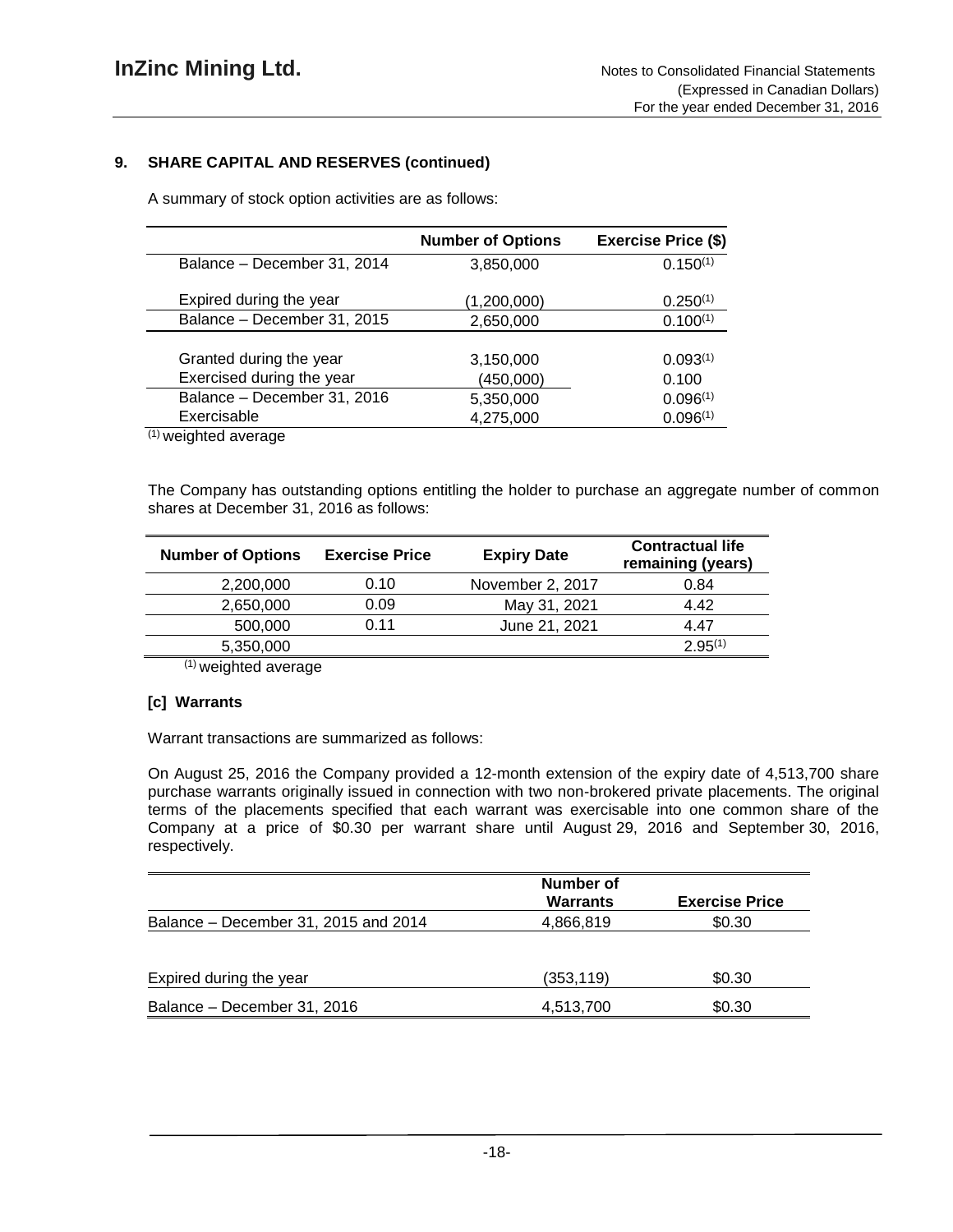## 9. SHARE CAPITAL AND RESERVES (continued)

A summary of stock option activities are as follows:

| | Number of Options | Exercise Price ($) |
|---|---|---|
| Balance – December 31, 2014 | 3,850,000 | 0.150[1] |
| Expired during the year | (1,200,000) | 0.250[1] |
| Balance – December 31, 2015 | 2,650,000 | 0.100[1] |
| Granted during the year | 3,150,000 | 0.093[1] |
| Exercised during the year | (450,000) | 0.100 |
| Balance – December 31, 2016 | 5,350,000 | 0.096[1] |
| Exercisable | 4,275,000 | 0.096[1] |

[1] weighted average

The Company has outstanding options entitling the holder to purchase an aggregate number of common shares at December 31, 2016 as follows:

| Number of Options | Exercise Price | Expiry Date | Contractual life remaining (years) |
|---|---|---|---|
| 2,200,000 | 0.10 | November 2, 2017 | 0.84 |
| 2,650,000 | 0.09 | May 31, 2021 | 4.42 |
| 500,000 | 0.11 | June 21, 2021 | 4.47 |
| 5,350,000 | | | 2.95[1] |

[1] weighted average

### [c] Warrants

Warrant transactions are summarized as follows:

On August 25, 2016 the Company provided a 12-month extension of the expiry date of 4,513,700 share purchase warrants originally issued in connection with two non-brokered private placements. The original terms of the placements specified that each warrant was exercisable into one common share of the Company at a price of $0.30 per warrant share until August 29, 2016 and September 30, 2016, respectively.

| | Number of Warrants | Exercise Price |
|---|---|---|
| Balance – December 31, 2015 and 2014 | 4,866,819 | $0.30 |
| Expired during the year | (353,119) | $0.30 |
| Balance – December 31, 2016 | 4,513,700 | $0.30 |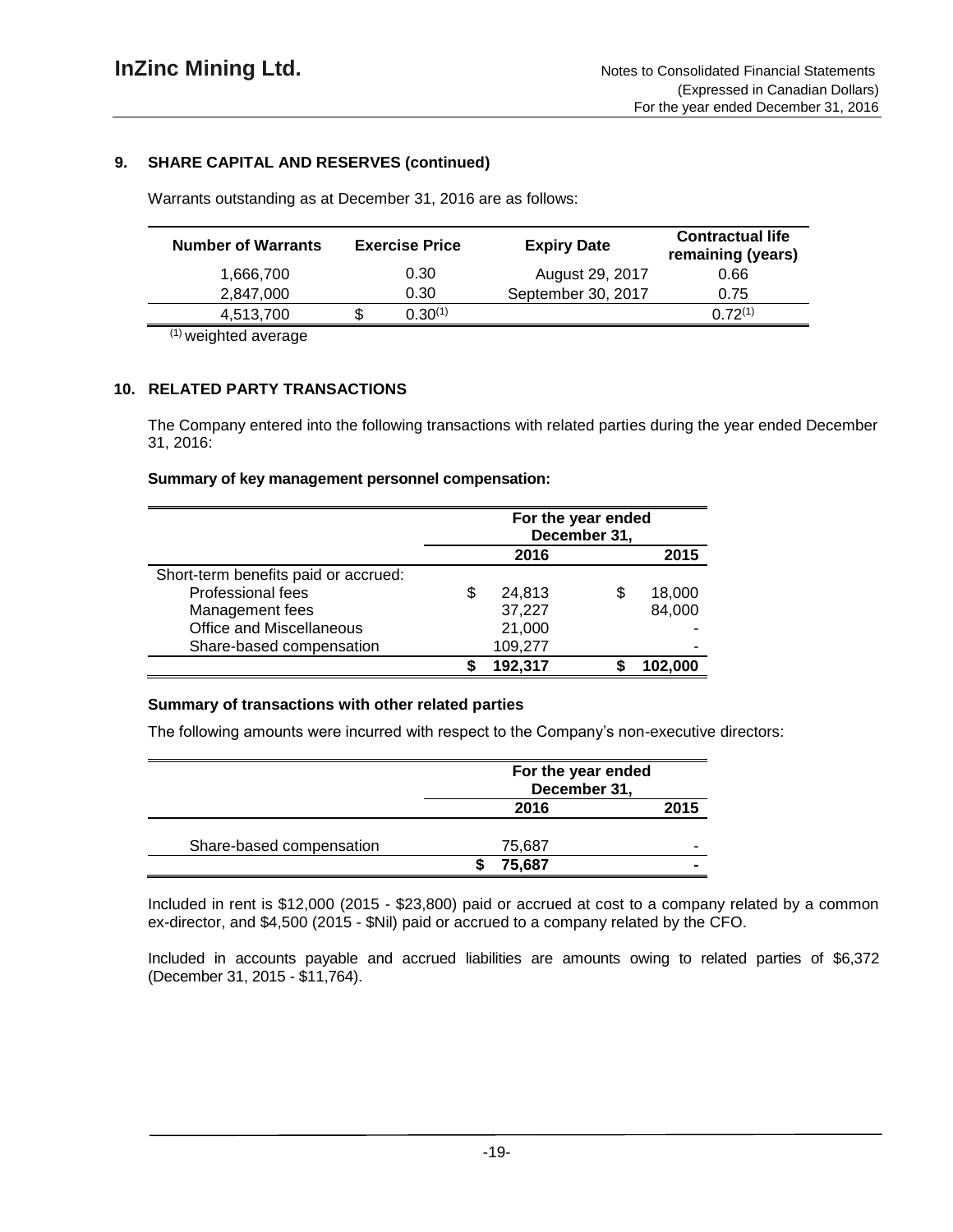## 9. SHARE CAPITAL AND RESERVES (continued)

Warrants outstanding as at December 31, 2016 are as follows:

| Number of Warrants | Exercise Price | Expiry Date | Contractual life remaining (years) |
|---|---|---|---|
| 1,666,700 | 0.30 | August 29, 2017 | 0.66 |
| 2,847,000 | 0.30 | September 30, 2017 | 0.75 |
| 4,513,700 | $ 0.30[(1)] | | 0.72[(1)] |

[(1)] weighted average

## 10. RELATED PARTY TRANSACTIONS

The Company entered into the following transactions with related parties during the year ended December 31, 2016:

**Summary of key management personnel compensation:**

| | For the year ended December 31, | |
|---|---|---|
| | 2016 | 2015 |
| Short-term benefits paid or accrued: | | |
| Professional fees | $ 24,813 | $ 18,000 |
| Management fees | 37,227 | 84,000 |
| Office and Miscellaneous | 21,000 | - |
| Share-based compensation | 109,277 | - |
| | $ 192,317 | $ 102,000 |

**Summary of transactions with other related parties**

The following amounts were incurred with respect to the Company's non-executive directors:

| | For the year ended December 31, | |
|---|---|---|
| | 2016 | 2015 |
| Share-based compensation | 75,687 | - |
| | $ 75,687 | - |

Included in rent is $12,000 (2015 - $23,800) paid or accrued at cost to a company related by a common ex-director, and $4,500 (2015 - $Nil) paid or accrued to a company related by the CFO.

Included in accounts payable and accrued liabilities are amounts owing to related parties of $6,372 (December 31, 2015 - $11,764).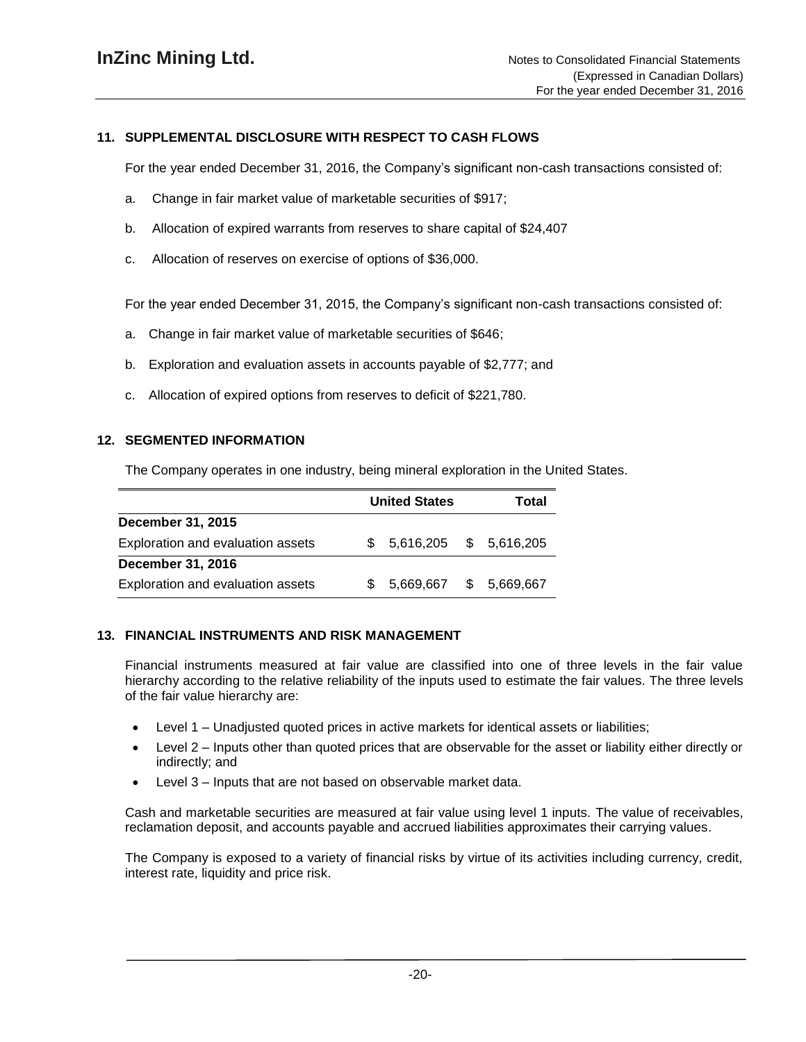## 11. SUPPLEMENTAL DISCLOSURE WITH RESPECT TO CASH FLOWS

For the year ended December 31, 2016, the Company's significant non-cash transactions consisted of:

a. Change in fair market value of marketable securities of $917;

b. Allocation of expired warrants from reserves to share capital of $24,407

c. Allocation of reserves on exercise of options of $36,000.

For the year ended December 31, 2015, the Company's significant non-cash transactions consisted of:

a. Change in fair market value of marketable securities of $646;

b. Exploration and evaluation assets in accounts payable of $2,777; and

c. Allocation of expired options from reserves to deficit of $221,780.

## 12. SEGMENTED INFORMATION

The Company operates in one industry, being mineral exploration in the United States.

| | United States | Total |
|---|---|---|
| **December 31, 2015** | | |
| Exploration and evaluation assets | $ 5,616,205 | $ 5,616,205 |
| **December 31, 2016** | | |
| Exploration and evaluation assets | $ 5,669,667 | $ 5,669,667 |

## 13. FINANCIAL INSTRUMENTS AND RISK MANAGEMENT

Financial instruments measured at fair value are classified into one of three levels in the fair value hierarchy according to the relative reliability of the inputs used to estimate the fair values. The three levels of the fair value hierarchy are:

- Level 1 – Unadjusted quoted prices in active markets for identical assets or liabilities;
- Level 2 – Inputs other than quoted prices that are observable for the asset or liability either directly or indirectly; and
- Level 3 – Inputs that are not based on observable market data.

Cash and marketable securities are measured at fair value using level 1 inputs. The value of receivables, reclamation deposit, and accounts payable and accrued liabilities approximates their carrying values.

The Company is exposed to a variety of financial risks by virtue of its activities including currency, credit, interest rate, liquidity and price risk.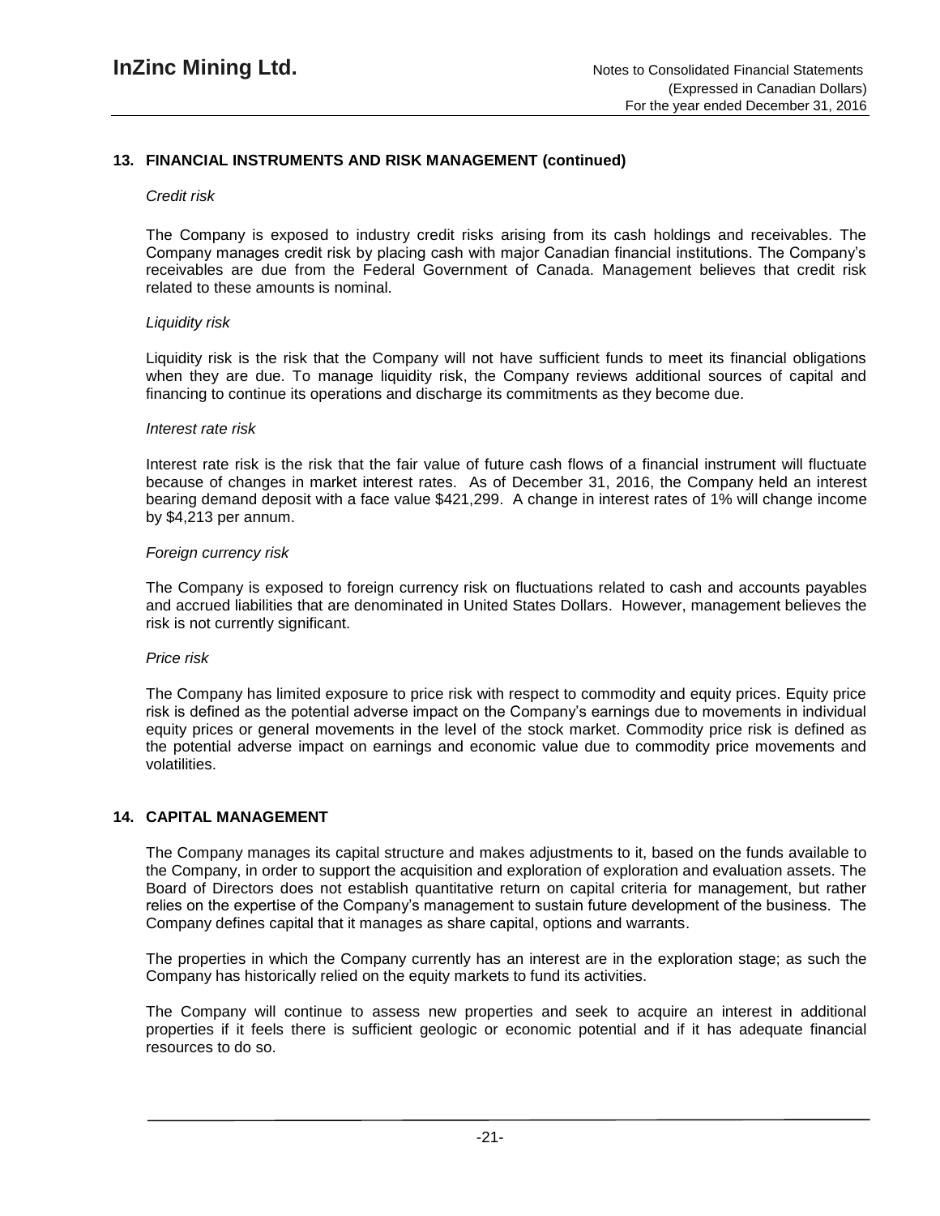## 13. FINANCIAL INSTRUMENTS AND RISK MANAGEMENT (continued)

*Credit risk*

The Company is exposed to industry credit risks arising from its cash holdings and receivables. The Company manages credit risk by placing cash with major Canadian financial institutions. The Company's receivables are due from the Federal Government of Canada. Management believes that credit risk related to these amounts is nominal.

*Liquidity risk*

Liquidity risk is the risk that the Company will not have sufficient funds to meet its financial obligations when they are due. To manage liquidity risk, the Company reviews additional sources of capital and financing to continue its operations and discharge its commitments as they become due.

*Interest rate risk*

Interest rate risk is the risk that the fair value of future cash flows of a financial instrument will fluctuate because of changes in market interest rates. As of December 31, 2016, the Company held an interest bearing demand deposit with a face value $421,299. A change in interest rates of 1% will change income by $4,213 per annum.

*Foreign currency risk*

The Company is exposed to foreign currency risk on fluctuations related to cash and accounts payables and accrued liabilities that are denominated in United States Dollars. However, management believes the risk is not currently significant.

*Price risk*

The Company has limited exposure to price risk with respect to commodity and equity prices. Equity price risk is defined as the potential adverse impact on the Company's earnings due to movements in individual equity prices or general movements in the level of the stock market. Commodity price risk is defined as the potential adverse impact on earnings and economic value due to commodity price movements and volatilities.

## 14. CAPITAL MANAGEMENT

The Company manages its capital structure and makes adjustments to it, based on the funds available to the Company, in order to support the acquisition and exploration of exploration and evaluation assets. The Board of Directors does not establish quantitative return on capital criteria for management, but rather relies on the expertise of the Company's management to sustain future development of the business. The Company defines capital that it manages as share capital, options and warrants.

The properties in which the Company currently has an interest are in the exploration stage; as such the Company has historically relied on the equity markets to fund its activities.

The Company will continue to assess new properties and seek to acquire an interest in additional properties if it feels there is sufficient geologic or economic potential and if it has adequate financial resources to do so.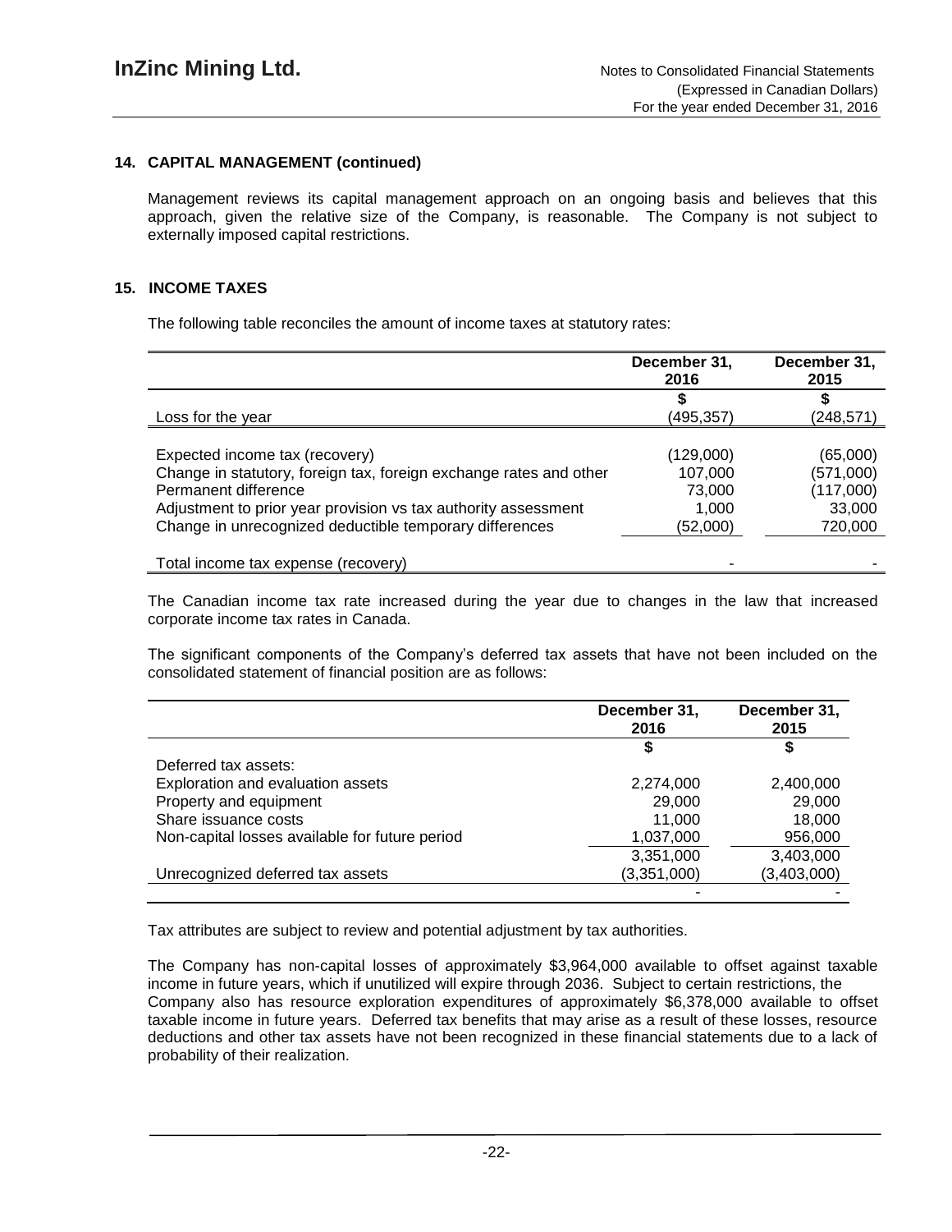### 14. CAPITAL MANAGEMENT (continued)

Management reviews its capital management approach on an ongoing basis and believes that this approach, given the relative size of the Company, is reasonable. The Company is not subject to externally imposed capital restrictions.

### 15. INCOME TAXES

The following table reconciles the amount of income taxes at statutory rates:

| | December 31, 2016 | December 31, 2015 |
|---|---|---|
| | $ | $ |
| Loss for the year | (495,357) | (248,571) |
| | | |
| Expected income tax (recovery) | (129,000) | (65,000) |
| Change in statutory, foreign tax, foreign exchange rates and other | 107,000 | (571,000) |
| Permanent difference | 73,000 | (117,000) |
| Adjustment to prior year provision vs tax authority assessment | 1,000 | 33,000 |
| Change in unrecognized deductible temporary differences | (52,000) | 720,000 |
| | | |
| Total income tax expense (recovery) | - | - |

The Canadian income tax rate increased during the year due to changes in the law that increased corporate income tax rates in Canada.

The significant components of the Company's deferred tax assets that have not been included on the consolidated statement of financial position are as follows:

| | December 31, 2016 | December 31, 2015 |
|---|---|---|
| | $ | $ |
| Deferred tax assets: | | |
| Exploration and evaluation assets | 2,274,000 | 2,400,000 |
| Property and equipment | 29,000 | 29,000 |
| Share issuance costs | 11,000 | 18,000 |
| Non-capital losses available for future period | 1,037,000 | 956,000 |
| | 3,351,000 | 3,403,000 |
| Unrecognized deferred tax assets | (3,351,000) | (3,403,000) |
| | - | - |

Tax attributes are subject to review and potential adjustment by tax authorities.

The Company has non-capital losses of approximately $3,964,000 available to offset against taxable income in future years, which if unutilized will expire through 2036. Subject to certain restrictions, the Company also has resource exploration expenditures of approximately $6,378,000 available to offset taxable income in future years. Deferred tax benefits that may arise as a result of these losses, resource deductions and other tax assets have not been recognized in these financial statements due to a lack of probability of their realization.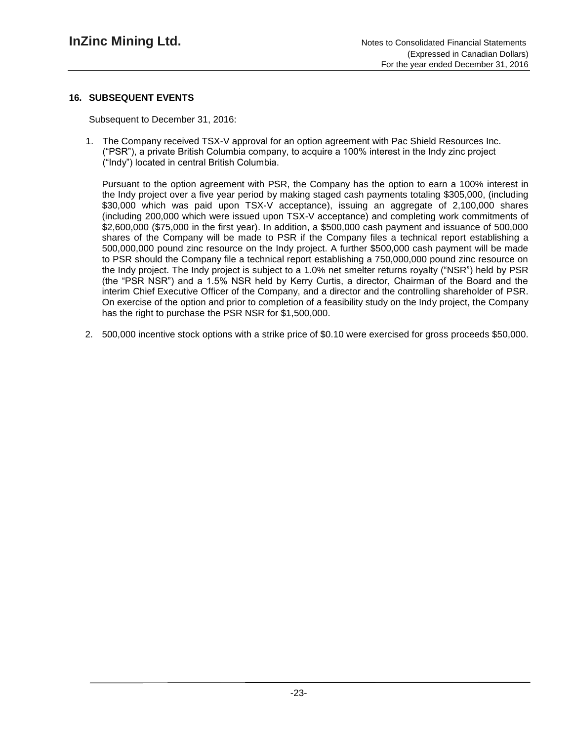## 16. SUBSEQUENT EVENTS

Subsequent to December 31, 2016:

1. The Company received TSX-V approval for an option agreement with Pac Shield Resources Inc. ("PSR"), a private British Columbia company, to acquire a 100% interest in the Indy zinc project ("Indy") located in central British Columbia.

   Pursuant to the option agreement with PSR, the Company has the option to earn a 100% interest in the Indy project over a five year period by making staged cash payments totaling $305,000, (including $30,000 which was paid upon TSX-V acceptance), issuing an aggregate of 2,100,000 shares (including 200,000 which were issued upon TSX-V acceptance) and completing work commitments of $2,600,000 ($75,000 in the first year). In addition, a $500,000 cash payment and issuance of 500,000 shares of the Company will be made to PSR if the Company files a technical report establishing a 500,000,000 pound zinc resource on the Indy project. A further $500,000 cash payment will be made to PSR should the Company file a technical report establishing a 750,000,000 pound zinc resource on the Indy project. The Indy project is subject to a 1.0% net smelter returns royalty ("NSR") held by PSR (the "PSR NSR") and a 1.5% NSR held by Kerry Curtis, a director, Chairman of the Board and the interim Chief Executive Officer of the Company, and a director and the controlling shareholder of PSR. On exercise of the option and prior to completion of a feasibility study on the Indy project, the Company has the right to purchase the PSR NSR for $1,500,000.

2. 500,000 incentive stock options with a strike price of $0.10 were exercised for gross proceeds $50,000.